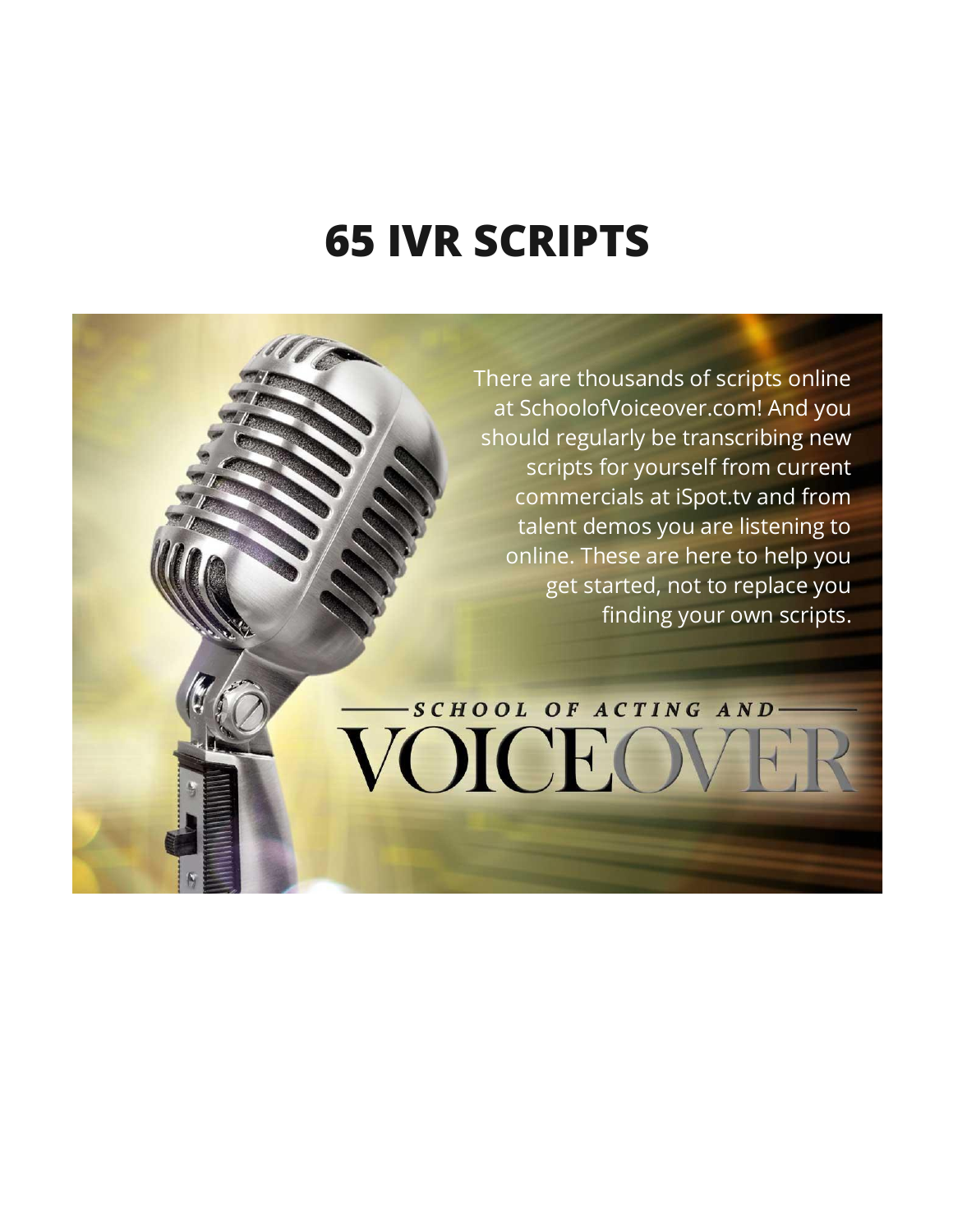# 65 IVR SCRIPTS

There are thousands of scripts online at SchoolofVoiceover.com! And you should regularly be transcribing new scripts for yourself from current commercials at iSpot.tv and from talent demos you are listening to online. These are here to help you get started, not to replace you finding your own scripts.

SCHOOL OF ACTING AND VOICEOVER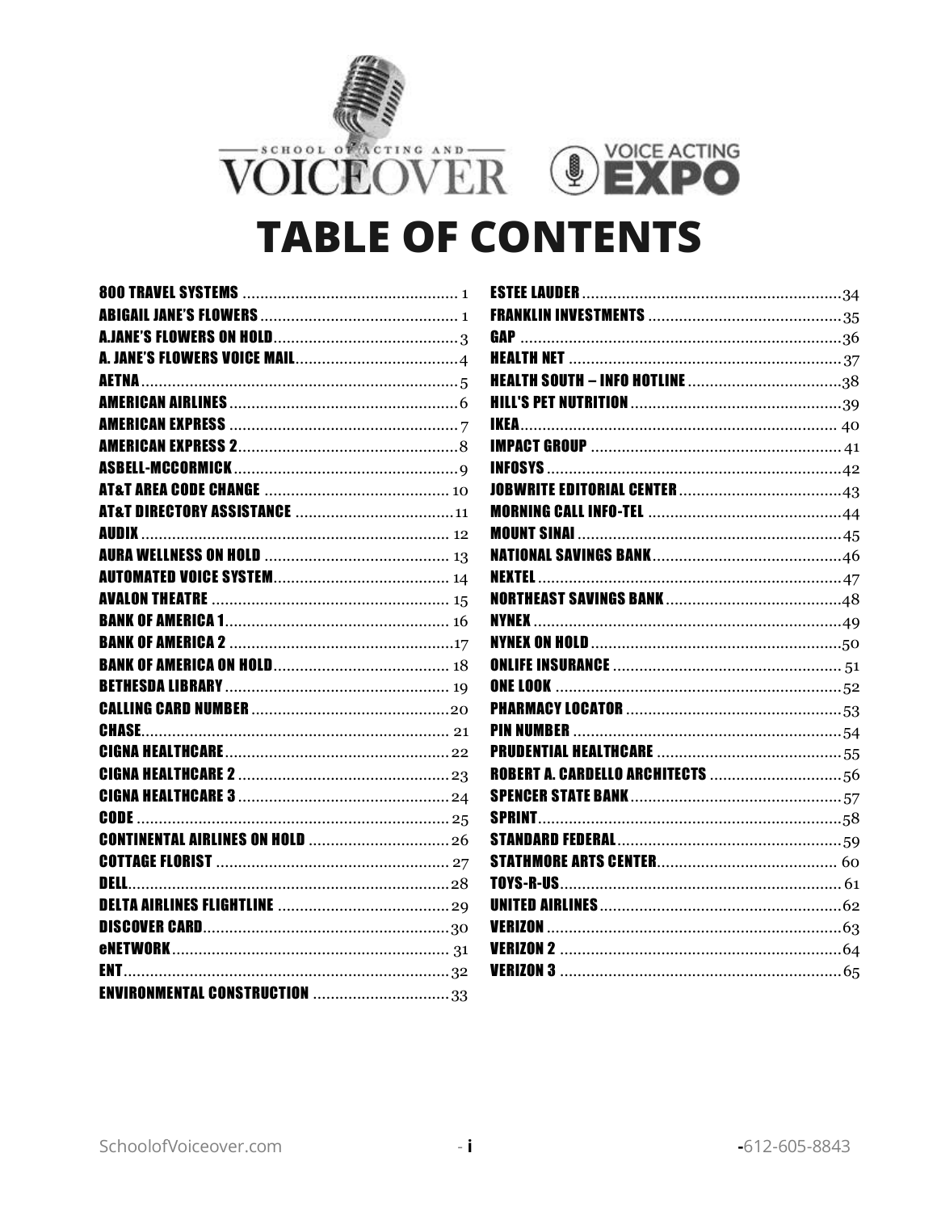# TABLE OF CONTENTS

- 800 TRAVEL SYSTEMS ........ 1
- ABIGAIL JANE'S FLOWERS ........ 1
- A.JANE'S FLOWERS ON HOLD ........ 3
- A. JANE'S FLOWERS VOICE MAIL ........ 4
- AETNA ........ 5
- AMERICAN AIRLINES ........ 6
- AMERICAN EXPRESS ........ 7
- AMERICAN EXPRESS 2 ........ 8
- ASBELL-MCCORMICK ........ 9
- AT&T AREA CODE CHANGE ........ 10
- AT&T DIRECTORY ASSISTANCE ........ 11
- AUDIX ........ 12
- AURA WELLNESS ON HOLD ........ 13
- AUTOMATED VOICE SYSTEM ........ 14
- AVALON THEATRE ........ 15
- BANK OF AMERICA 1 ........ 16
- BANK OF AMERICA 2 ........ 17
- BANK OF AMERICA ON HOLD ........ 18
- BETHESDA LIBRARY ........ 19
- CALLING CARD NUMBER ........ 20
- CHASE ........ 21
- CIGNA HEALTHCARE ........ 22
- CIGNA HEALTHCARE 2 ........ 23
- CIGNA HEALTHCARE 3 ........ 24
- CODE ........ 25
- CONTINENTAL AIRLINES ON HOLD ........ 26
- COTTAGE FLORIST ........ 27
- DELL ........ 28
- DELTA AIRLINES FLIGHTLINE ........ 29
- DISCOVER CARD ........ 30
- eNETWORK ........ 31
- ENT ........ 32
- ENVIRONMENTAL CONSTRUCTION ........ 33
- ESTEE LAUDER ........ 34
- FRANKLIN INVESTMENTS ........ 35
- GAP ........ 36
- HEALTH NET ........ 37
- HEALTH SOUTH – INFO HOTLINE ........ 38
- HILL'S PET NUTRITION ........ 39
- IKEA ........ 40
- IMPACT GROUP ........ 41
- INFOSYS ........ 42
- JOBWRITE EDITORIAL CENTER ........ 43
- MORNING CALL INFO-TEL ........ 44
- MOUNT SINAI ........ 45
- NATIONAL SAVINGS BANK ........ 46
- NEXTEL ........ 47
- NORTHEAST SAVINGS BANK ........ 48
- NYNEX ........ 49
- NYNEX ON HOLD ........ 50
- ONLIFE INSURANCE ........ 51
- ONE LOOK ........ 52
- PHARMACY LOCATOR ........ 53
- PIN NUMBER ........ 54
- PRUDENTIAL HEALTHCARE ........ 55
- ROBERT A. CARDELLO ARCHITECTS ........ 56
- SPENCER STATE BANK ........ 57
- SPRINT ........ 58
- STANDARD FEDERAL ........ 59
- STATHMORE ARTS CENTER ........ 60
- TOYS-R-US ........ 61
- UNITED AIRLINES ........ 62
- VERIZON ........ 63
- VERIZON 2 ........ 64
- VERIZON 3 ........ 65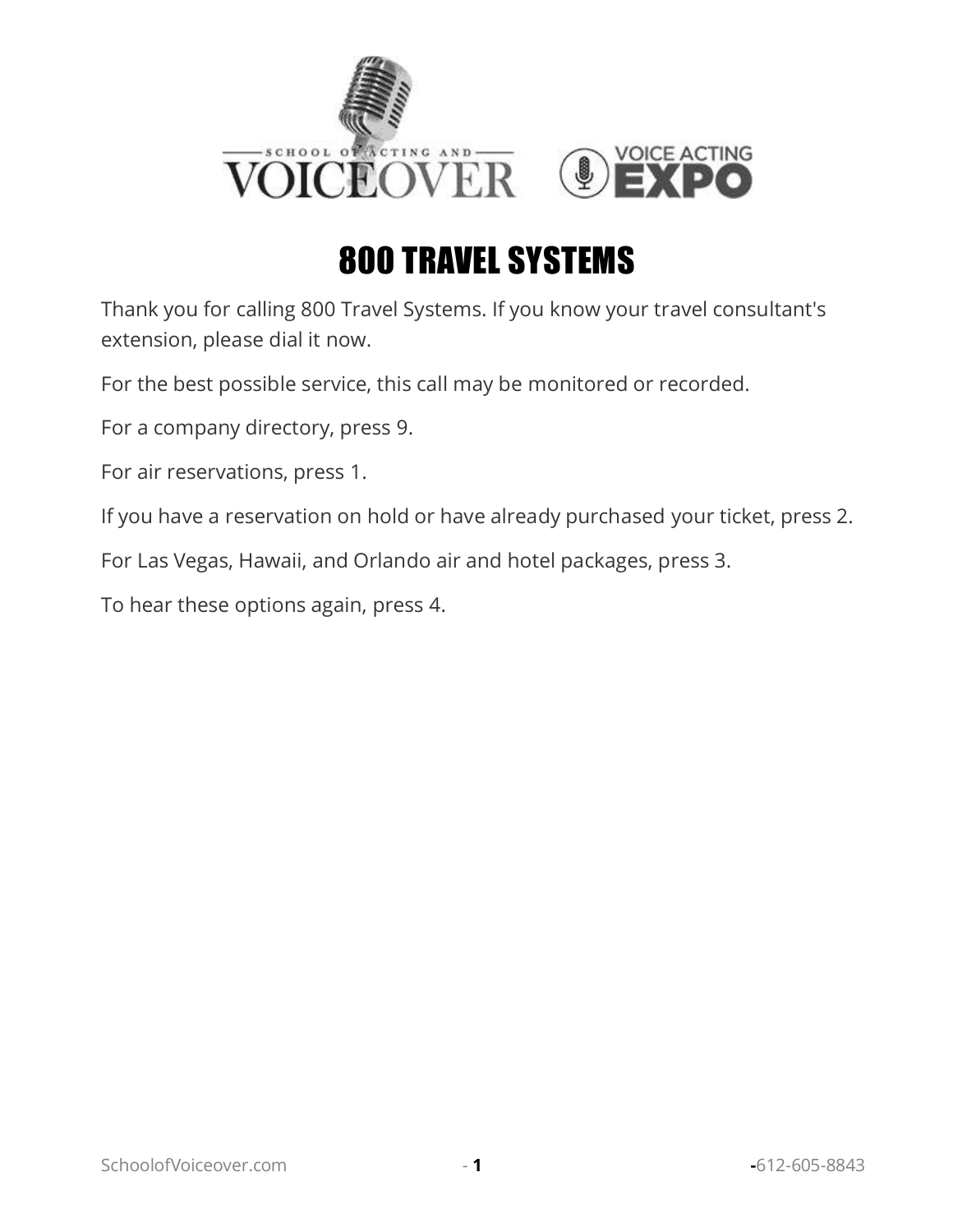# 800 TRAVEL SYSTEMS

Thank you for calling 800 Travel Systems. If you know your travel consultant's extension, please dial it now.

For the best possible service, this call may be monitored or recorded.

For a company directory, press 9.

For air reservations, press 1.

If you have a reservation on hold or have already purchased your ticket, press 2.

For Las Vegas, Hawaii, and Orlando air and hotel packages, press 3.

To hear these options again, press 4.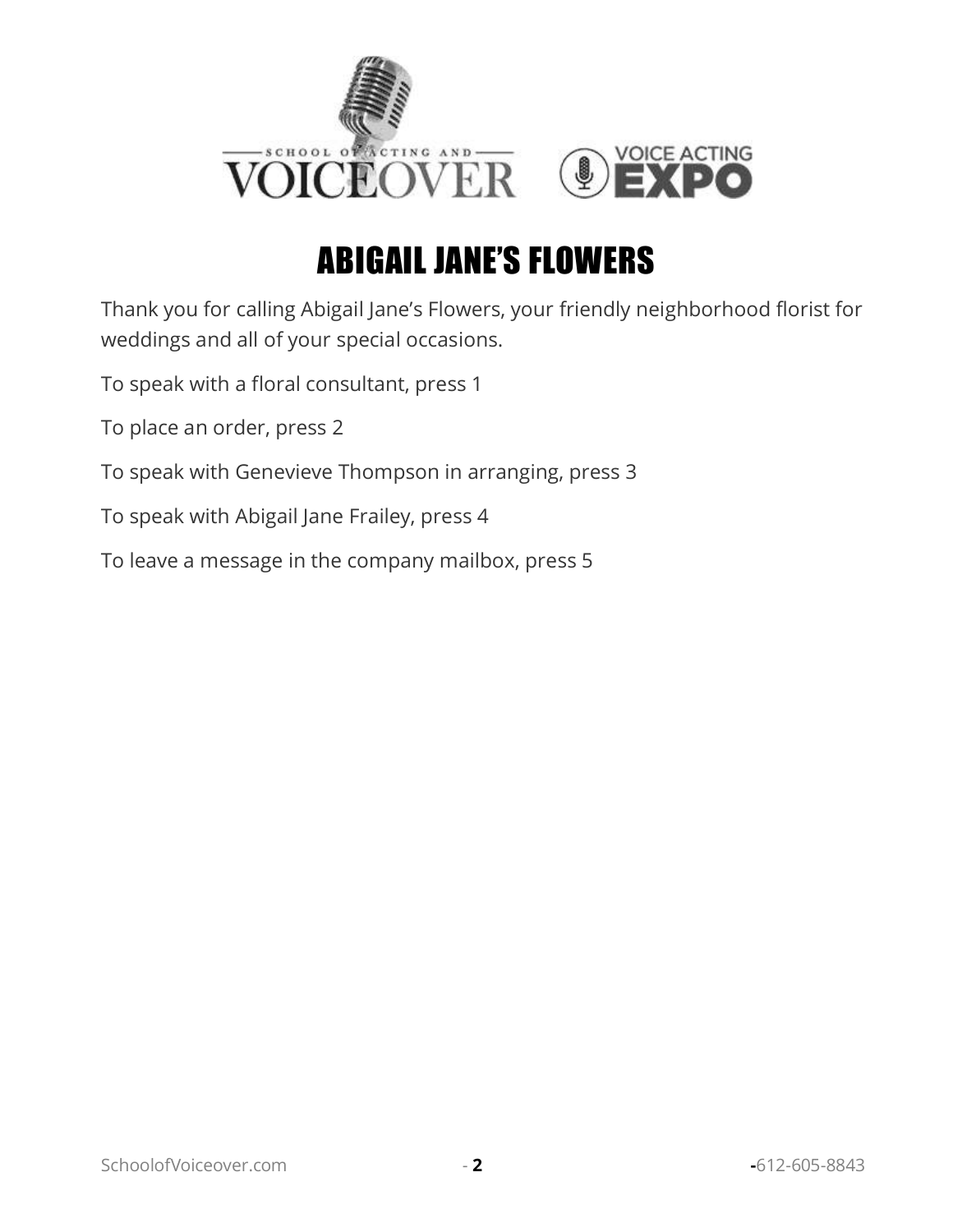# ABIGAIL JANE'S FLOWERS

Thank you for calling Abigail Jane's Flowers, your friendly neighborhood florist for weddings and all of your special occasions.

To speak with a floral consultant, press 1

To place an order, press 2

To speak with Genevieve Thompson in arranging, press 3

To speak with Abigail Jane Frailey, press 4

To leave a message in the company mailbox, press 5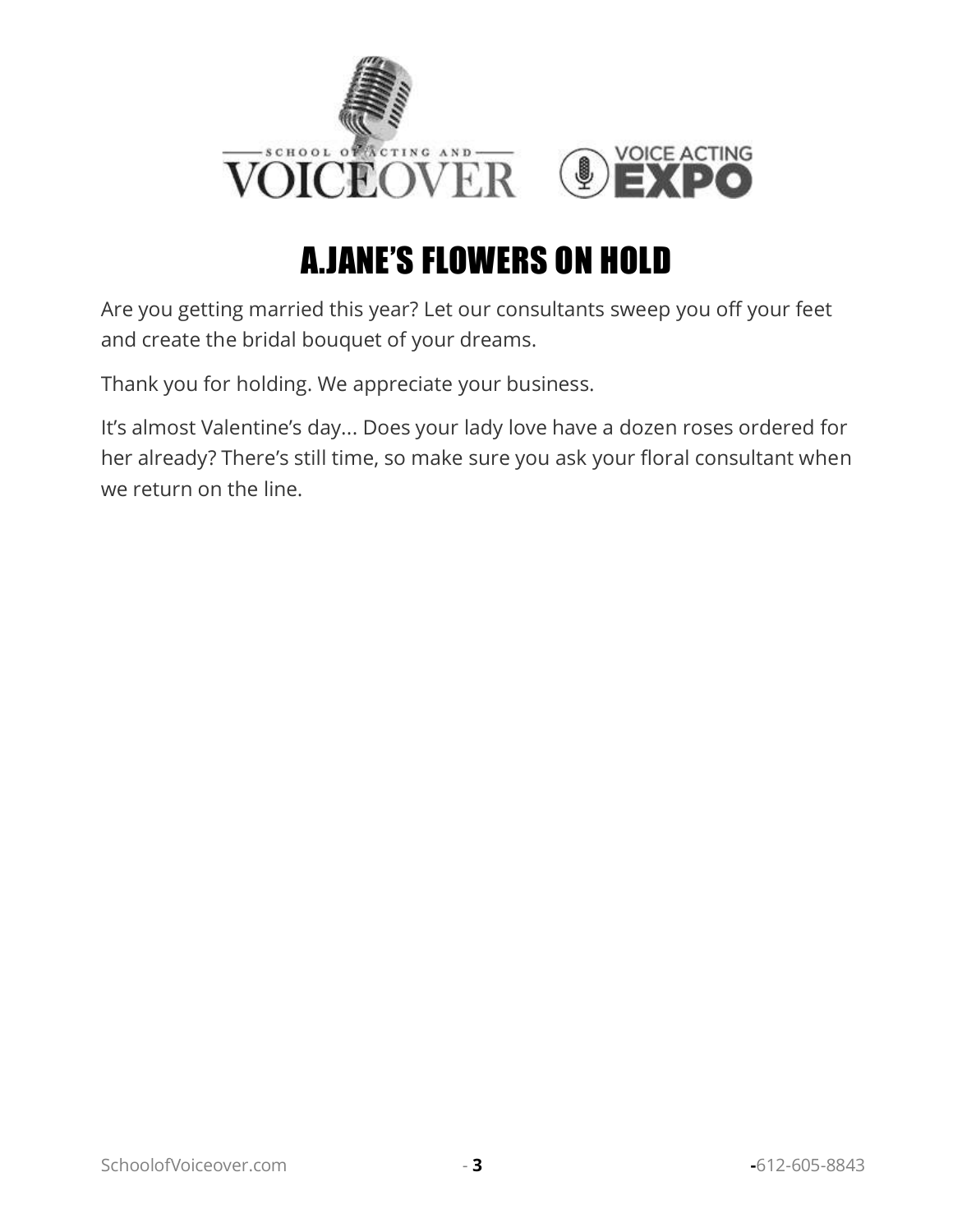# A.JANE'S FLOWERS ON HOLD

Are you getting married this year? Let our consultants sweep you off your feet and create the bridal bouquet of your dreams.

Thank you for holding. We appreciate your business.

It's almost Valentine's day... Does your lady love have a dozen roses ordered for her already? There's still time, so make sure you ask your floral consultant when we return on the line.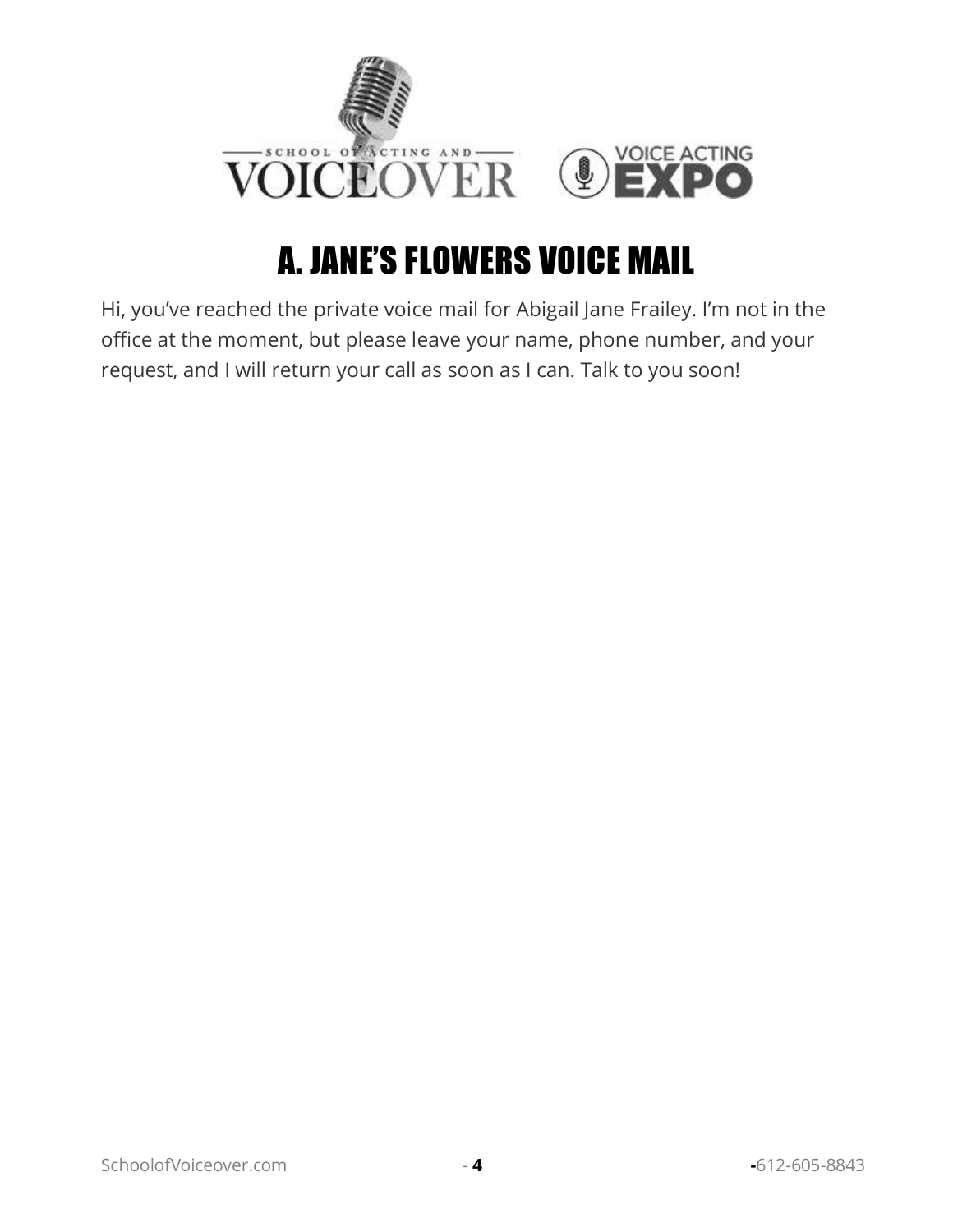# A. JANE'S FLOWERS VOICE MAIL

Hi, you've reached the private voice mail for Abigail Jane Frailey. I'm not in the office at the moment, but please leave your name, phone number, and your request, and I will return your call as soon as I can. Talk to you soon!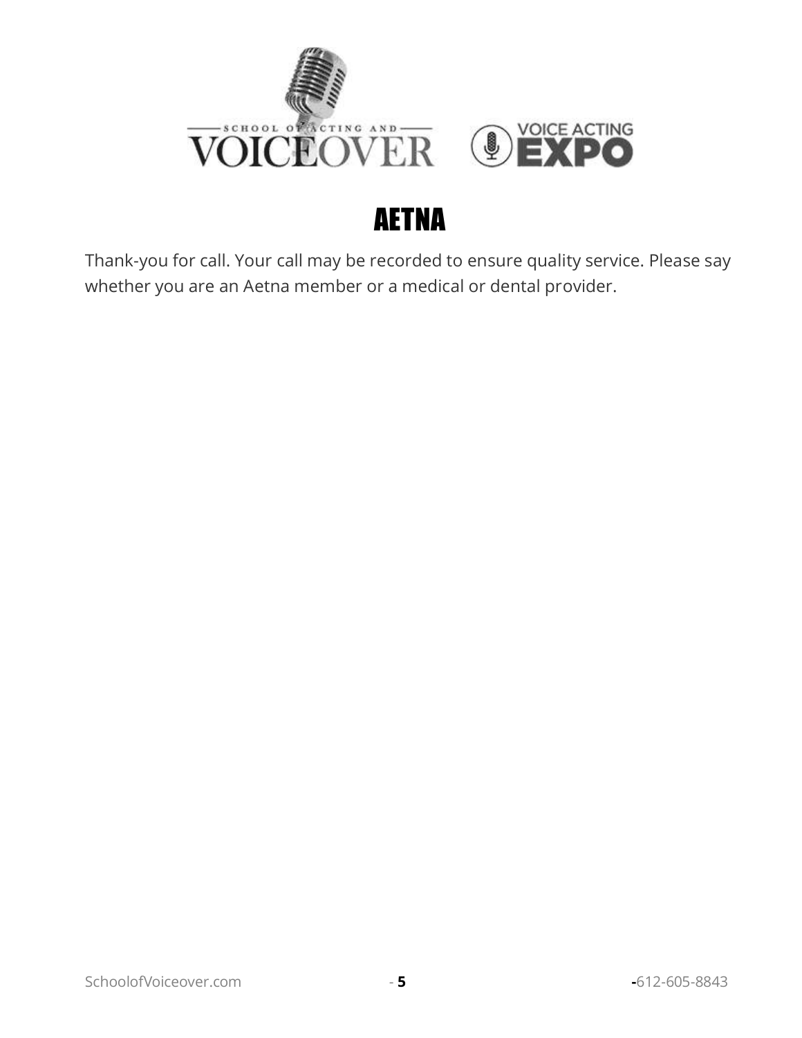# AETNA

Thank-you for call. Your call may be recorded to ensure quality service. Please say whether you are an Aetna member or a medical or dental provider.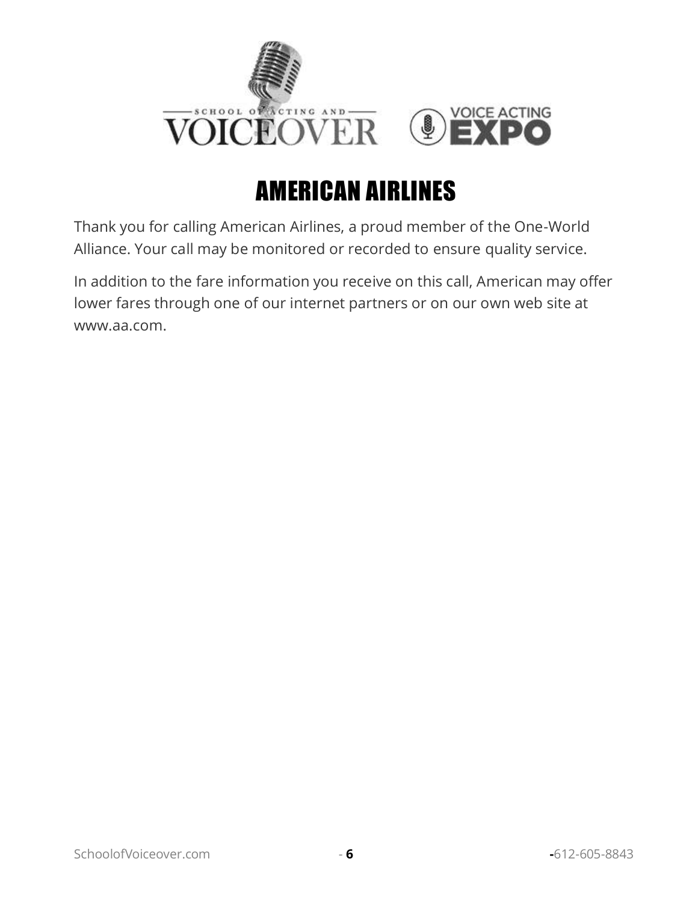# AMERICAN AIRLINES

Thank you for calling American Airlines, a proud member of the One-World Alliance. Your call may be monitored or recorded to ensure quality service.

In addition to the fare information you receive on this call, American may offer lower fares through one of our internet partners or on our own web site at www.aa.com.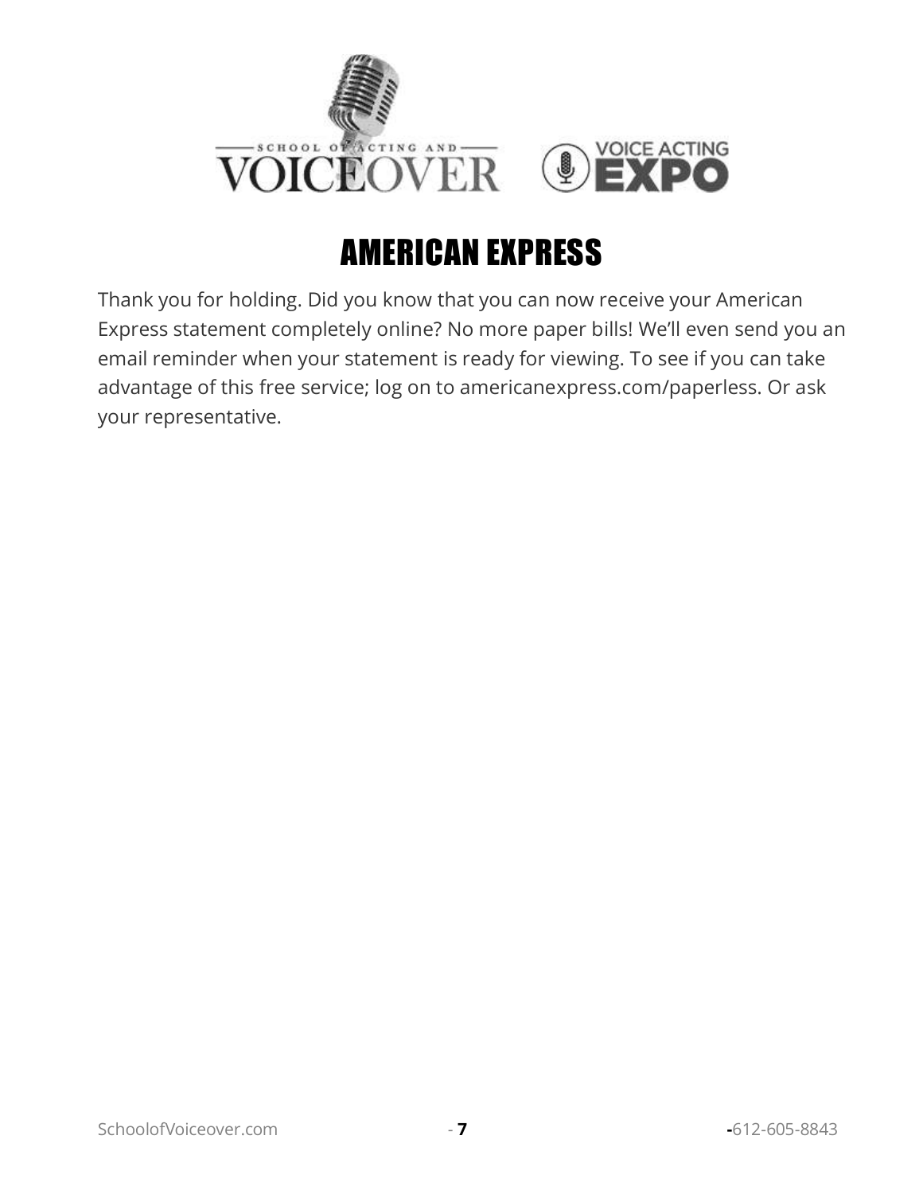## AMERICAN EXPRESS

Thank you for holding. Did you know that you can now receive your American Express statement completely online? No more paper bills! We'll even send you an email reminder when your statement is ready for viewing. To see if you can take advantage of this free service; log on to americanexpress.com/paperless. Or ask your representative.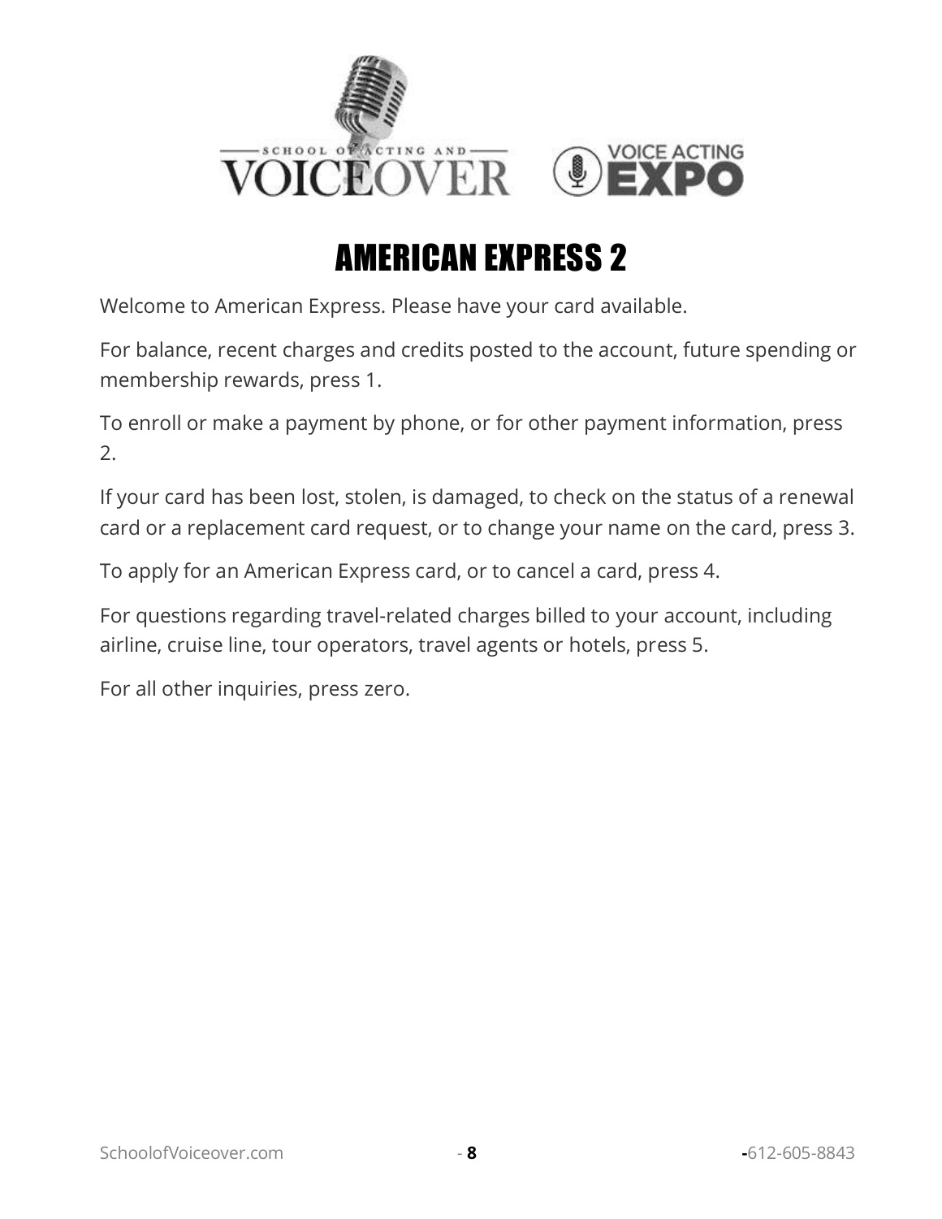# AMERICAN EXPRESS 2

Welcome to American Express. Please have your card available.

For balance, recent charges and credits posted to the account, future spending or membership rewards, press 1.

To enroll or make a payment by phone, or for other payment information, press 2.

If your card has been lost, stolen, is damaged, to check on the status of a renewal card or a replacement card request, or to change your name on the card, press 3.

To apply for an American Express card, or to cancel a card, press 4.

For questions regarding travel-related charges billed to your account, including airline, cruise line, tour operators, travel agents or hotels, press 5.

For all other inquiries, press zero.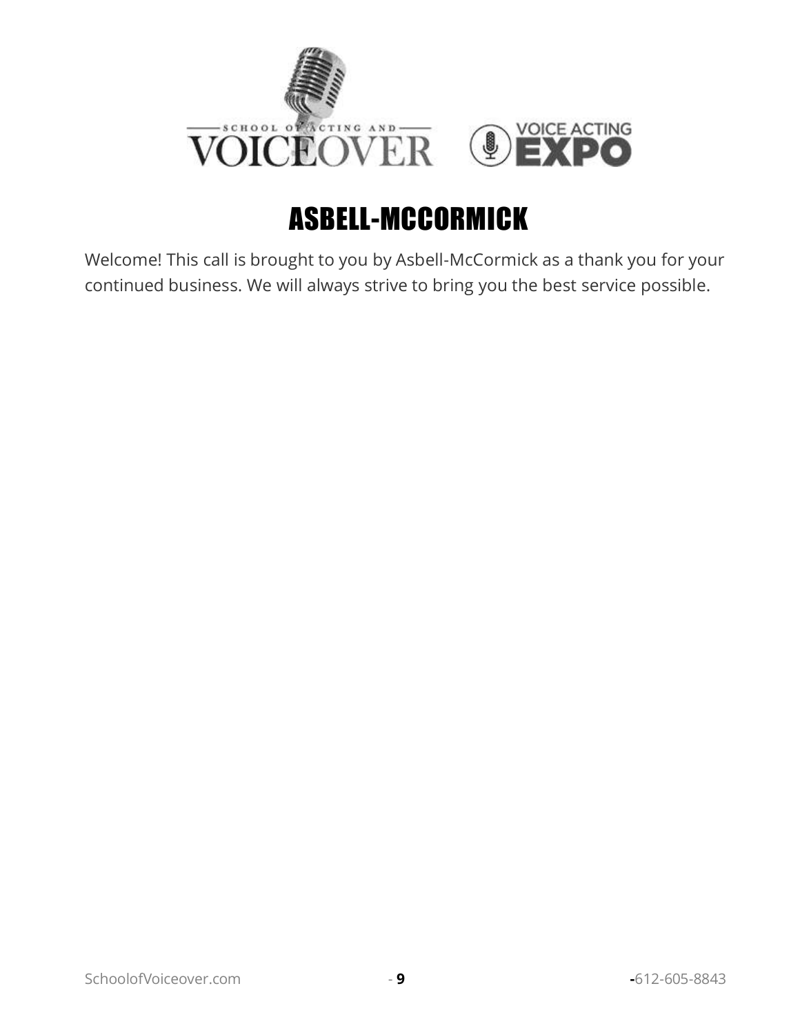# ASBELL-MCCORMICK

Welcome! This call is brought to you by Asbell-McCormick as a thank you for your continued business. We will always strive to bring you the best service possible.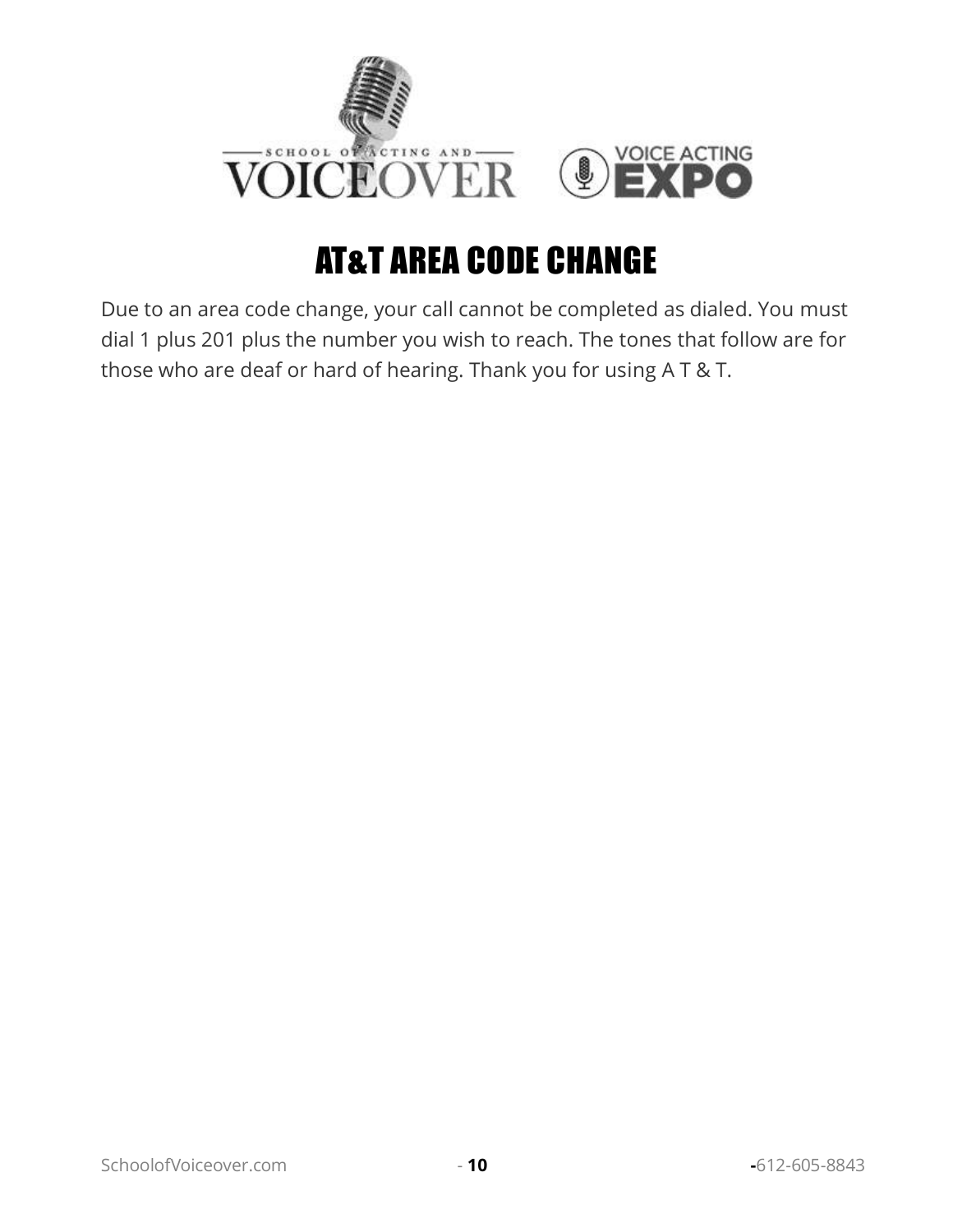# AT&T AREA CODE CHANGE

Due to an area code change, your call cannot be completed as dialed. You must dial 1 plus 201 plus the number you wish to reach. The tones that follow are for those who are deaf or hard of hearing. Thank you for using A T & T.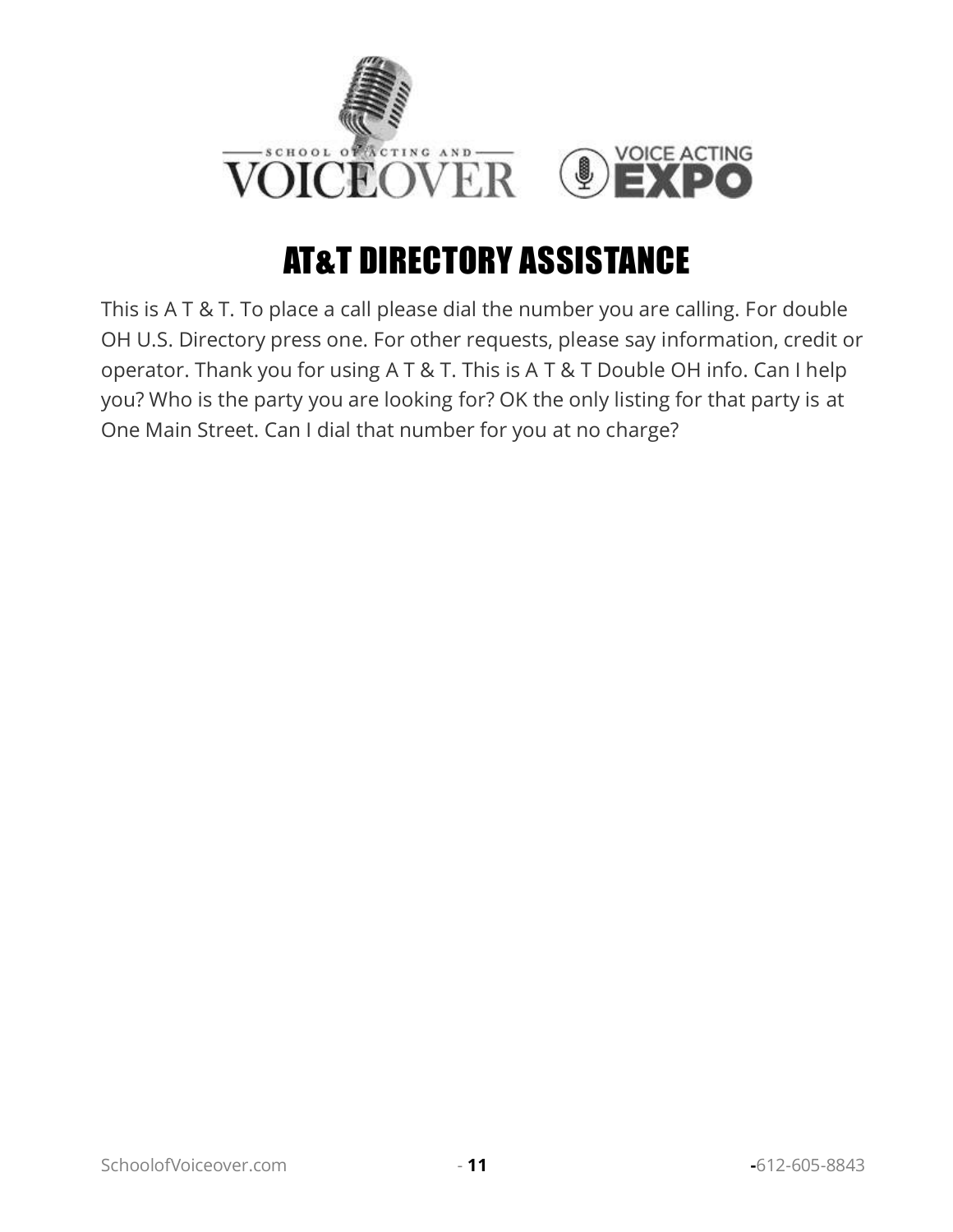# AT&T DIRECTORY ASSISTANCE

This is A T & T. To place a call please dial the number you are calling. For double OH U.S. Directory press one. For other requests, please say information, credit or operator. Thank you for using A T & T. This is A T & T Double OH info. Can I help you? Who is the party you are looking for? OK the only listing for that party is at One Main Street. Can I dial that number for you at no charge?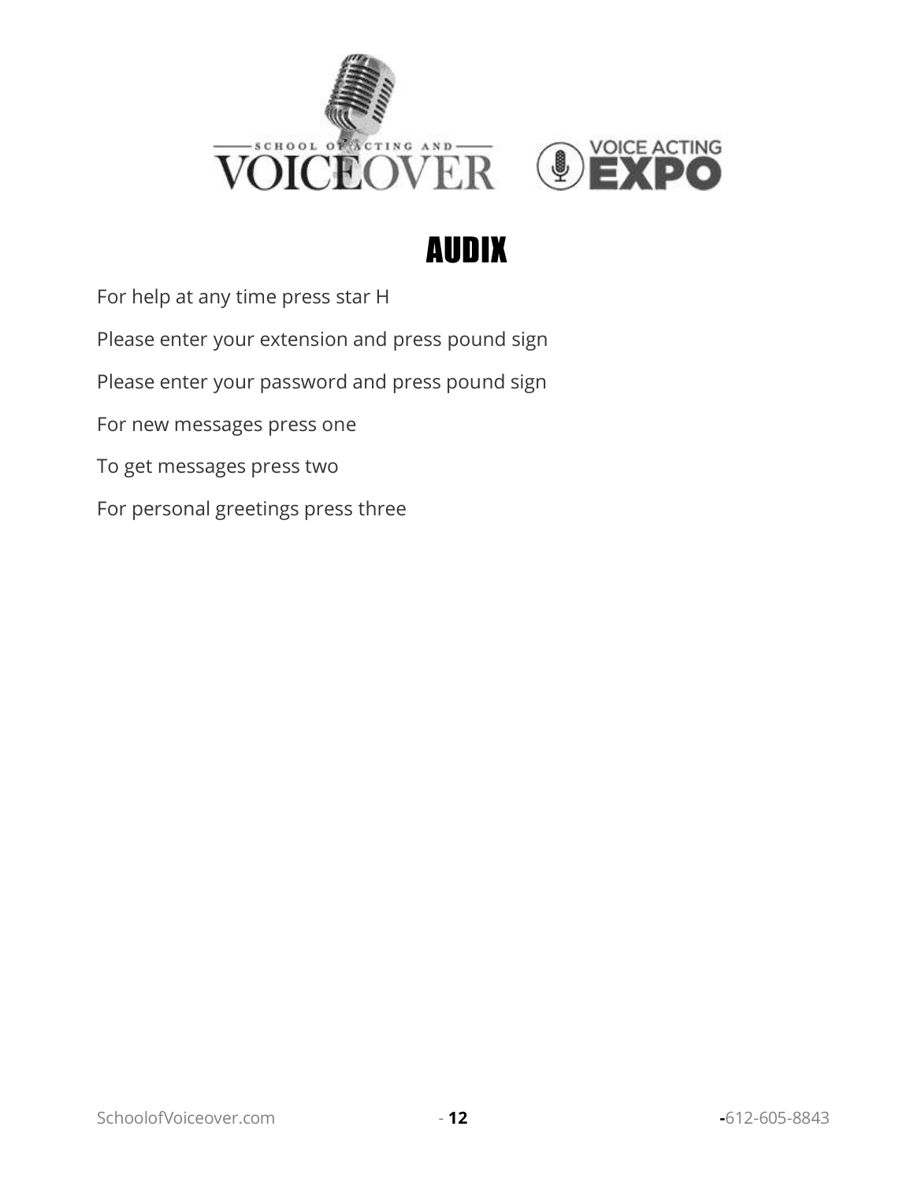# AUDIX

For help at any time press star H

Please enter your extension and press pound sign

Please enter your password and press pound sign

For new messages press one

To get messages press two

For personal greetings press three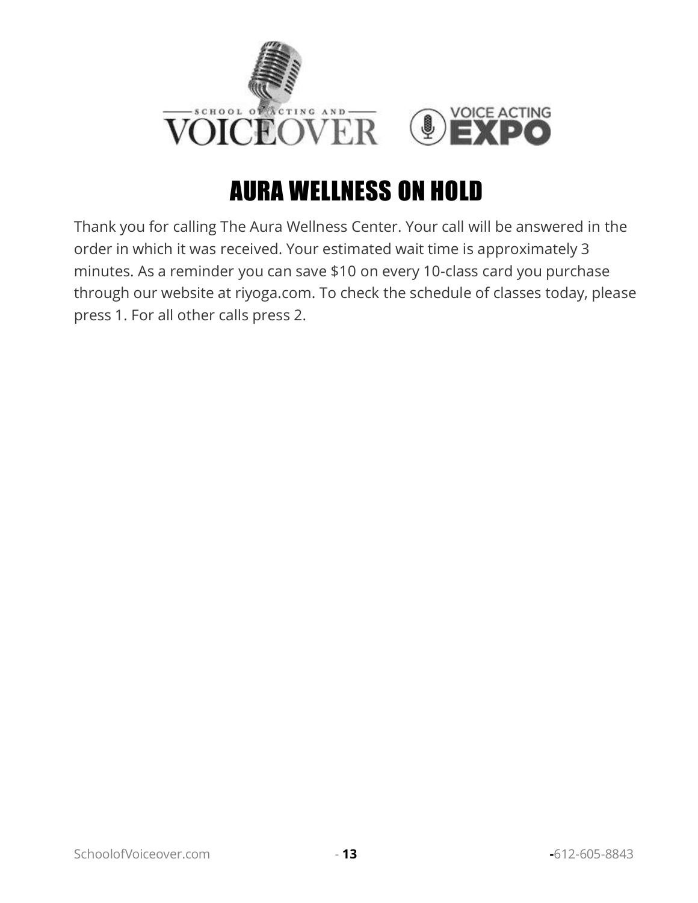# AURA WELLNESS ON HOLD

Thank you for calling The Aura Wellness Center. Your call will be answered in the order in which it was received. Your estimated wait time is approximately 3 minutes. As a reminder you can save $10 on every 10-class card you purchase through our website at riyoga.com. To check the schedule of classes today, please press 1. For all other calls press 2.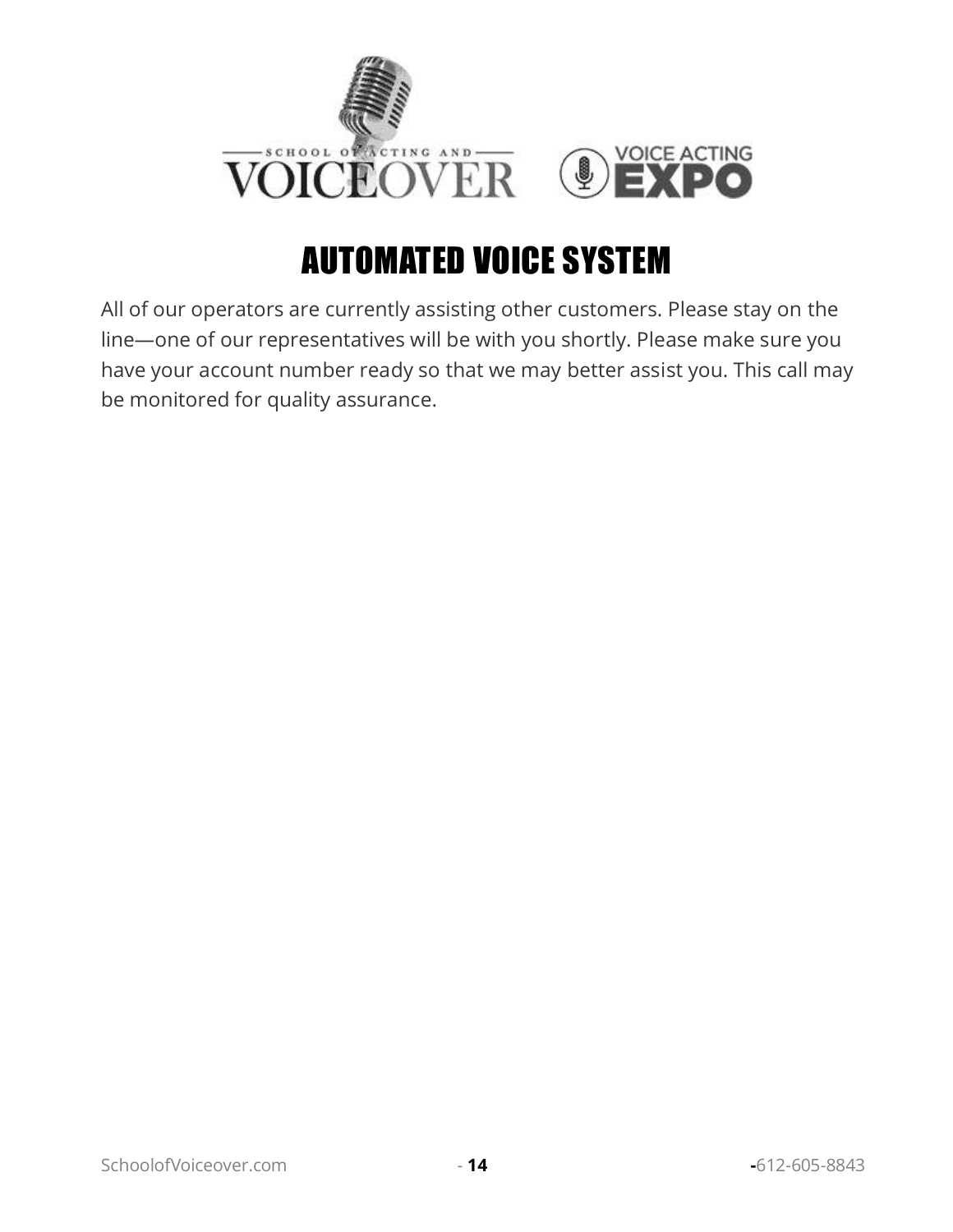# AUTOMATED VOICE SYSTEM

All of our operators are currently assisting other customers. Please stay on the line—one of our representatives will be with you shortly. Please make sure you have your account number ready so that we may better assist you. This call may be monitored for quality assurance.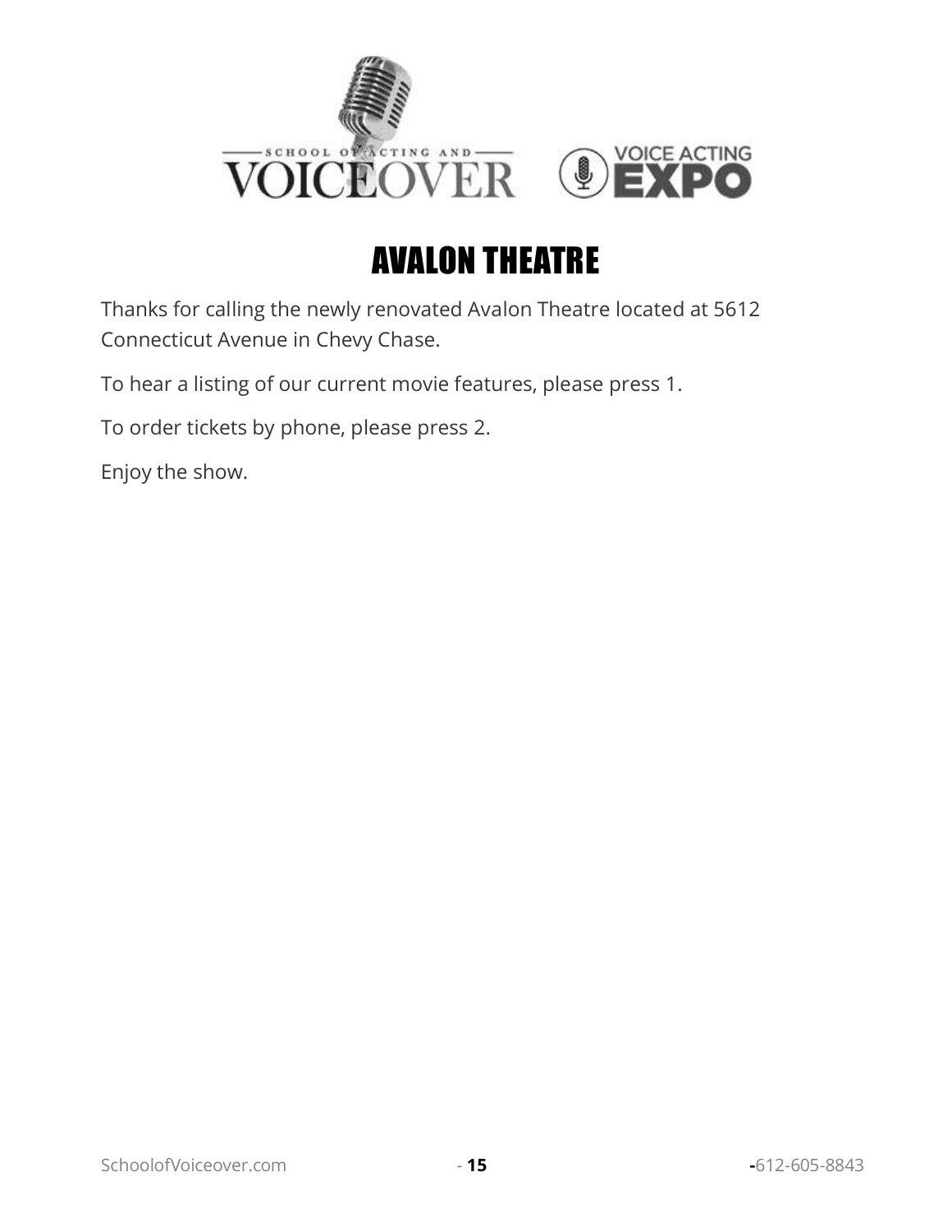# AVALON THEATRE

Thanks for calling the newly renovated Avalon Theatre located at 5612 Connecticut Avenue in Chevy Chase.

To hear a listing of our current movie features, please press 1.

To order tickets by phone, please press 2.

Enjoy the show.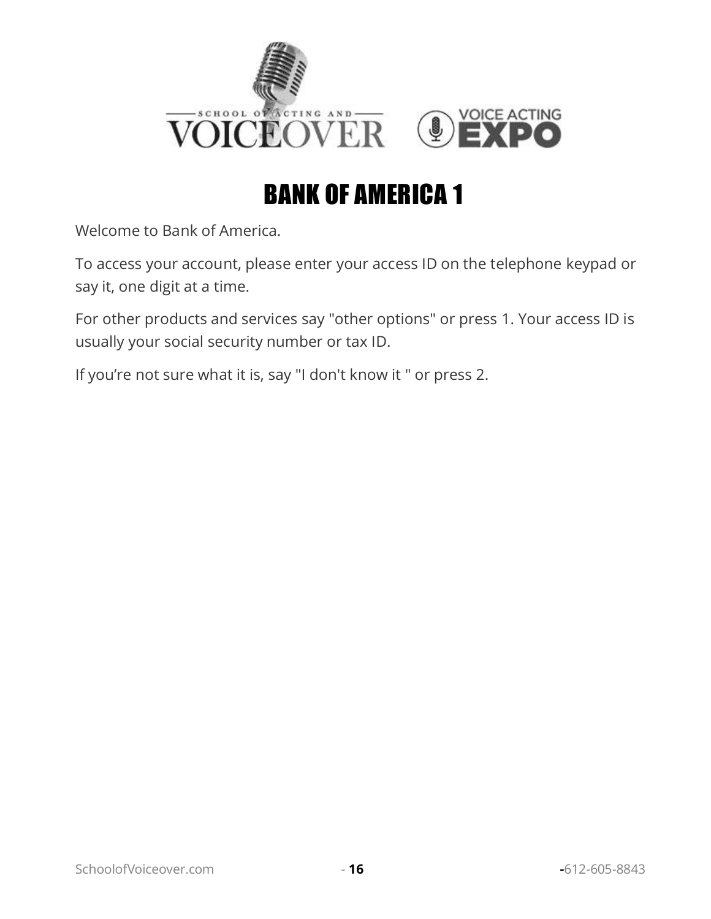# BANK OF AMERICA 1

Welcome to Bank of America.

To access your account, please enter your access ID on the telephone keypad or say it, one digit at a time.

For other products and services say "other options" or press 1. Your access ID is usually your social security number or tax ID.

If you're not sure what it is, say "I don't know it " or press 2.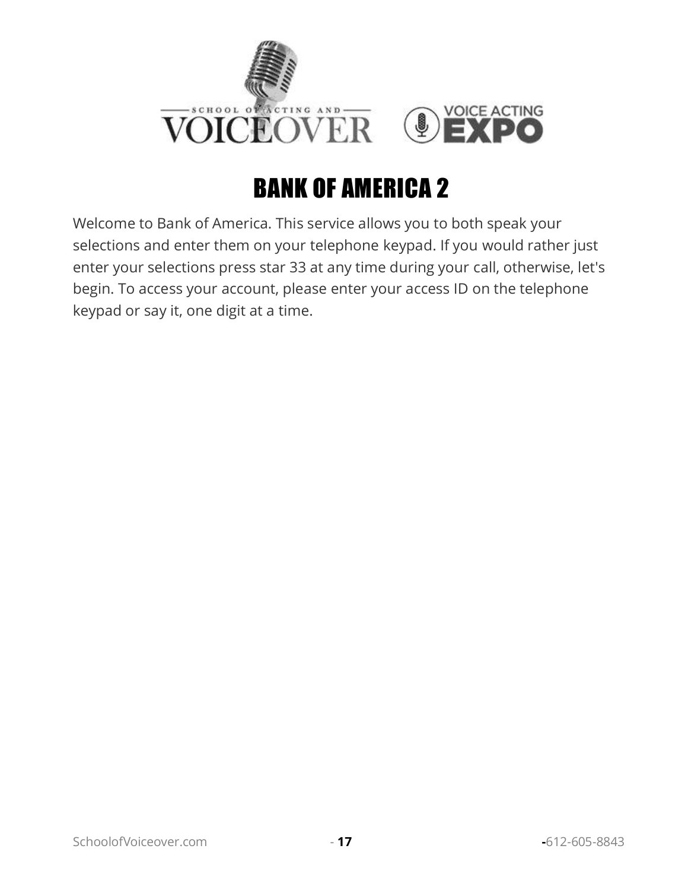# BANK OF AMERICA 2

Welcome to Bank of America. This service allows you to both speak your selections and enter them on your telephone keypad. If you would rather just enter your selections press star 33 at any time during your call, otherwise, let's begin. To access your account, please enter your access ID on the telephone keypad or say it, one digit at a time.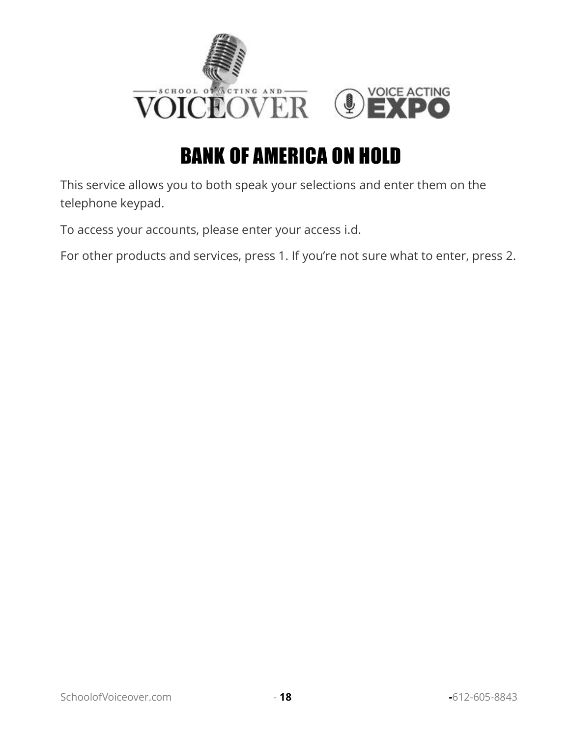# BANK OF AMERICA ON HOLD

This service allows you to both speak your selections and enter them on the telephone keypad.

To access your accounts, please enter your access i.d.

For other products and services, press 1. If you're not sure what to enter, press 2.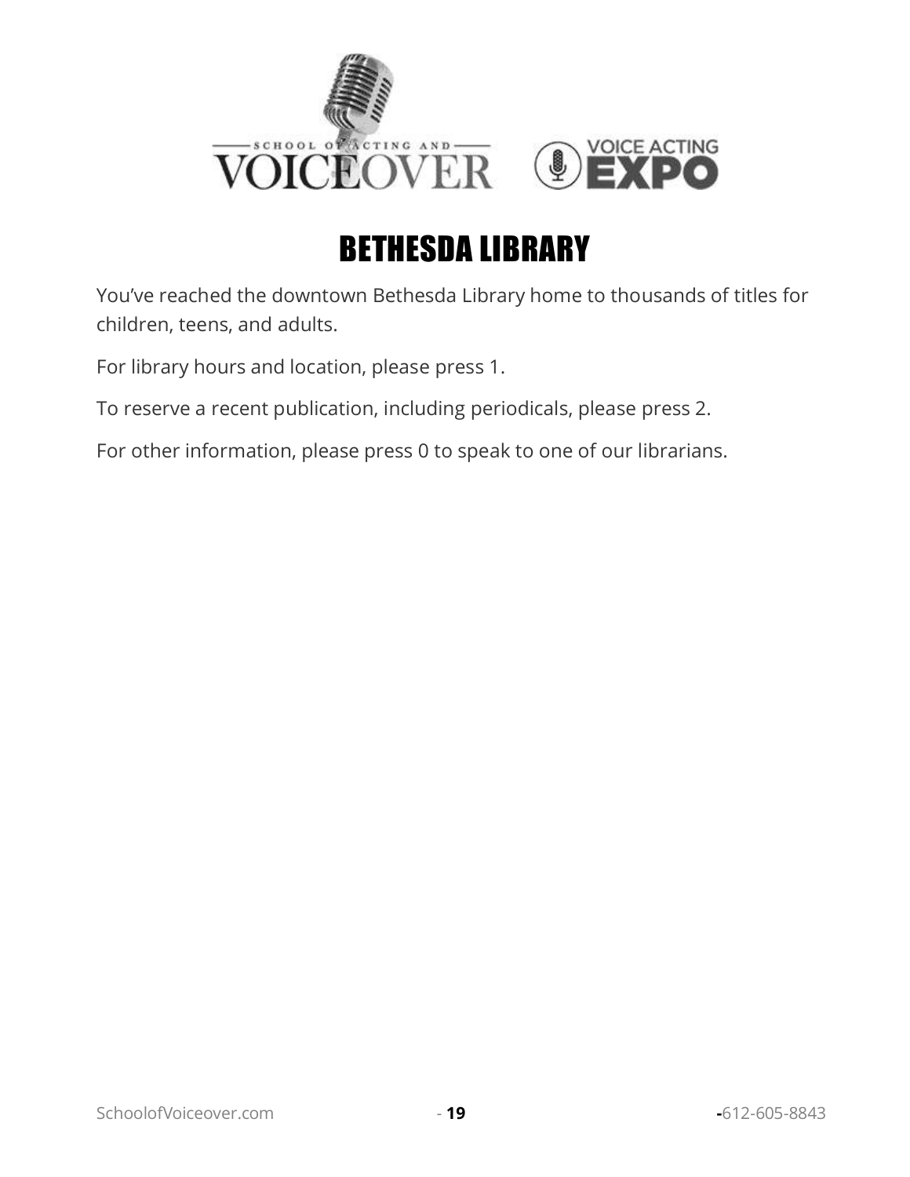# BETHESDA LIBRARY

You've reached the downtown Bethesda Library home to thousands of titles for children, teens, and adults.

For library hours and location, please press 1.

To reserve a recent publication, including periodicals, please press 2.

For other information, please press 0 to speak to one of our librarians.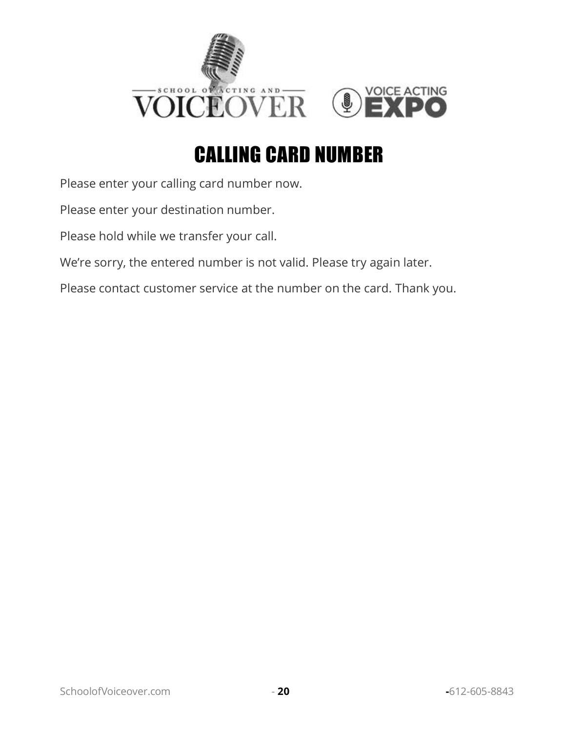# CALLING CARD NUMBER

Please enter your calling card number now.

Please enter your destination number.

Please hold while we transfer your call.

We're sorry, the entered number is not valid. Please try again later.

Please contact customer service at the number on the card. Thank you.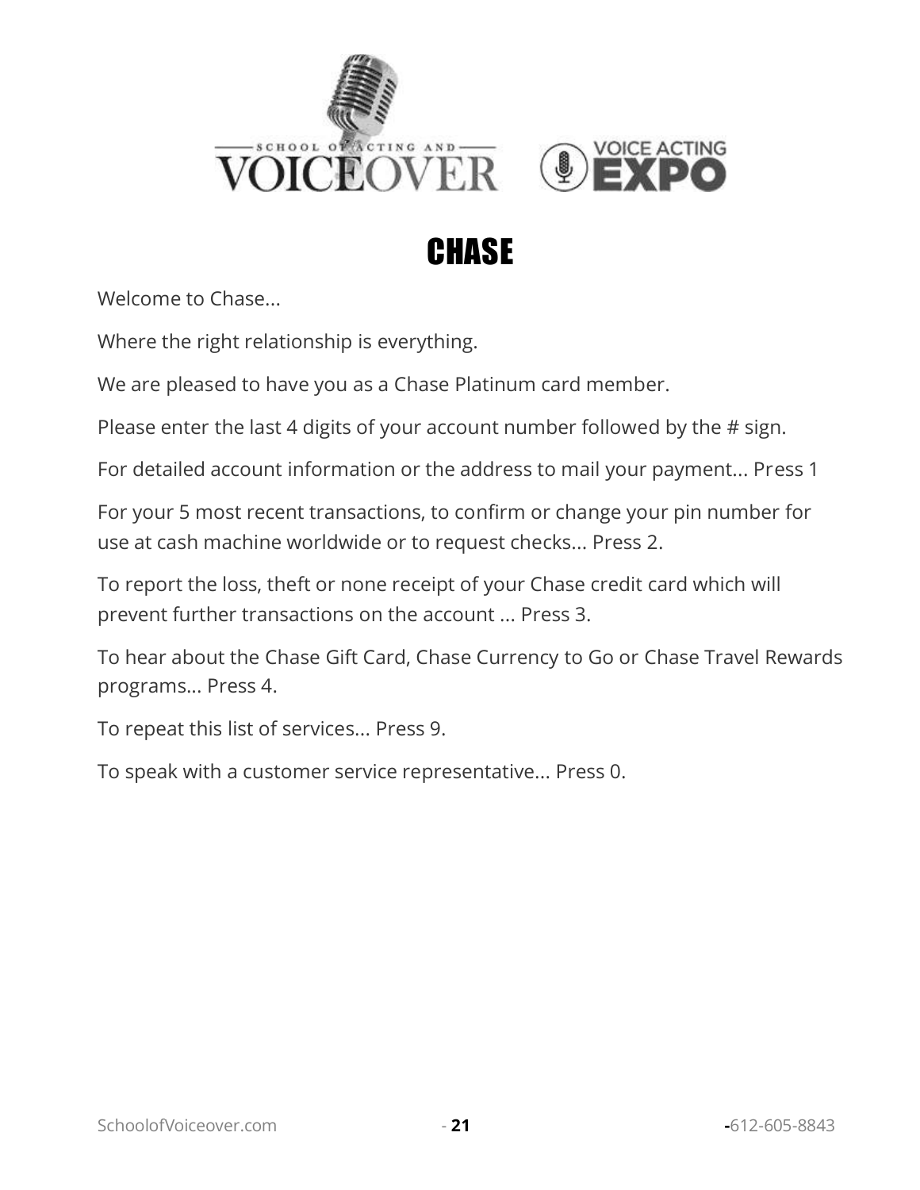# CHASE

Welcome to Chase...

Where the right relationship is everything.

We are pleased to have you as a Chase Platinum card member.

Please enter the last 4 digits of your account number followed by the # sign.

For detailed account information or the address to mail your payment... Press 1

For your 5 most recent transactions, to confirm or change your pin number for use at cash machine worldwide or to request checks... Press 2.

To report the loss, theft or none receipt of your Chase credit card which will prevent further transactions on the account ... Press 3.

To hear about the Chase Gift Card, Chase Currency to Go or Chase Travel Rewards programs... Press 4.

To repeat this list of services... Press 9.

To speak with a customer service representative... Press 0.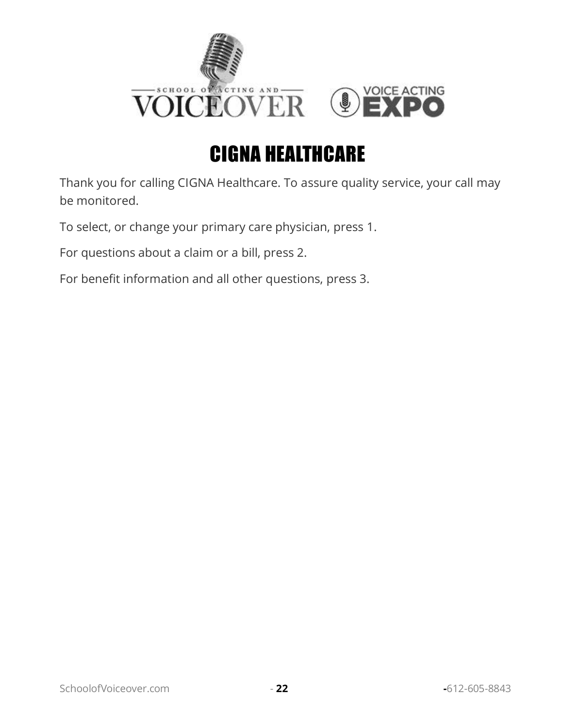# CIGNA HEALTHCARE

Thank you for calling CIGNA Healthcare. To assure quality service, your call may be monitored.

To select, or change your primary care physician, press 1.

For questions about a claim or a bill, press 2.

For benefit information and all other questions, press 3.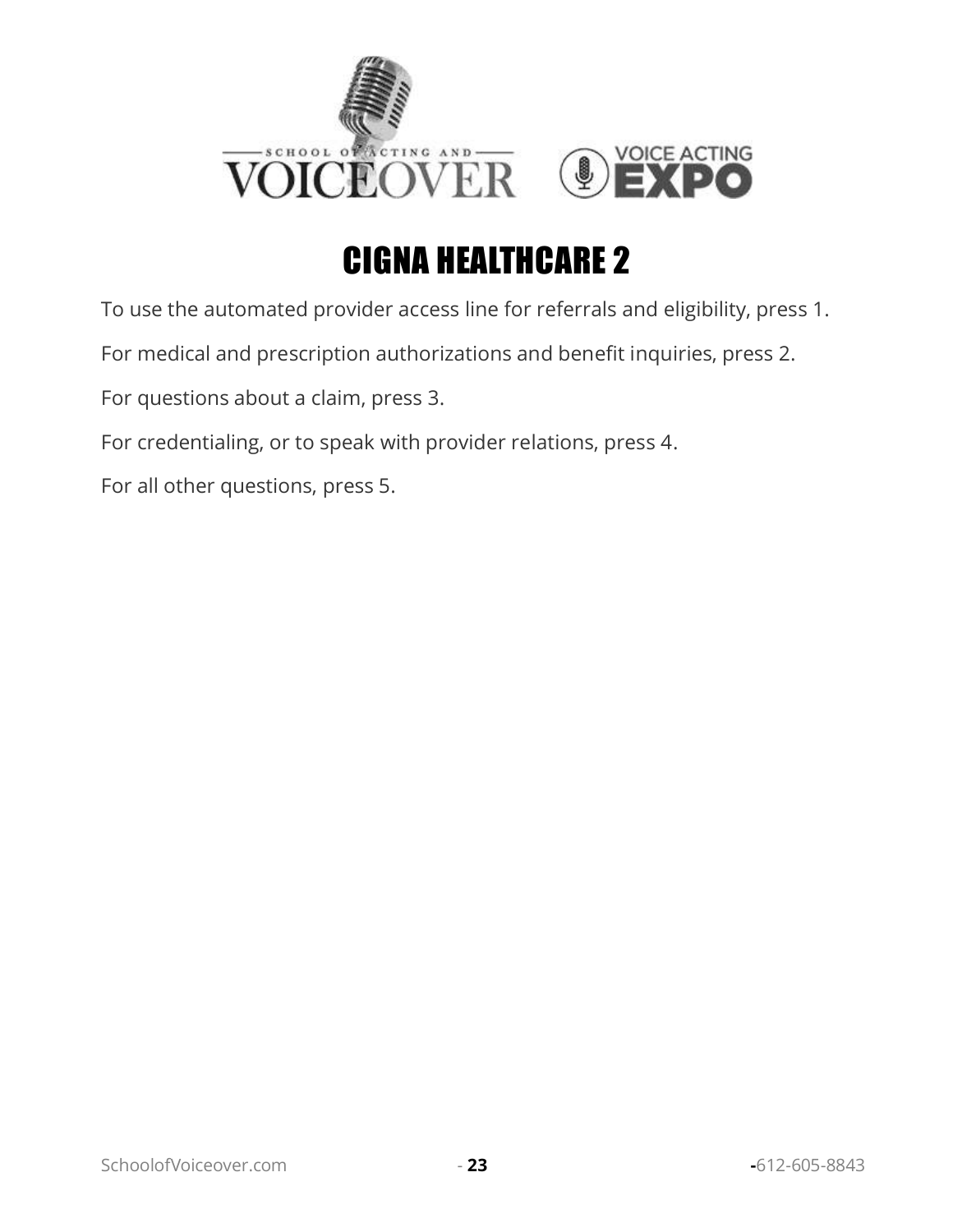# CIGNA HEALTHCARE 2

To use the automated provider access line for referrals and eligibility, press 1.

For medical and prescription authorizations and benefit inquiries, press 2.

For questions about a claim, press 3.

For credentialing, or to speak with provider relations, press 4.

For all other questions, press 5.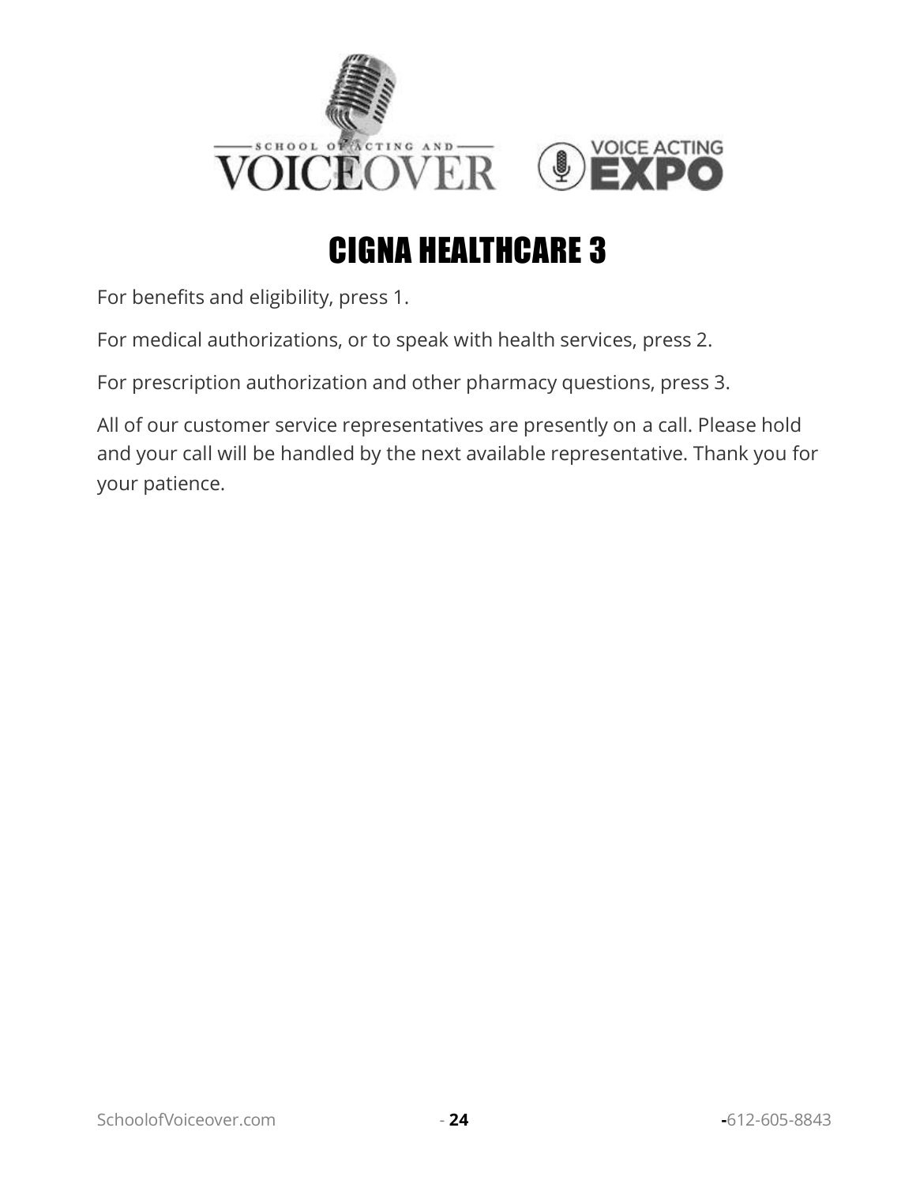# CIGNA HEALTHCARE 3

For benefits and eligibility, press 1.

For medical authorizations, or to speak with health services, press 2.

For prescription authorization and other pharmacy questions, press 3.

All of our customer service representatives are presently on a call. Please hold and your call will be handled by the next available representative. Thank you for your patience.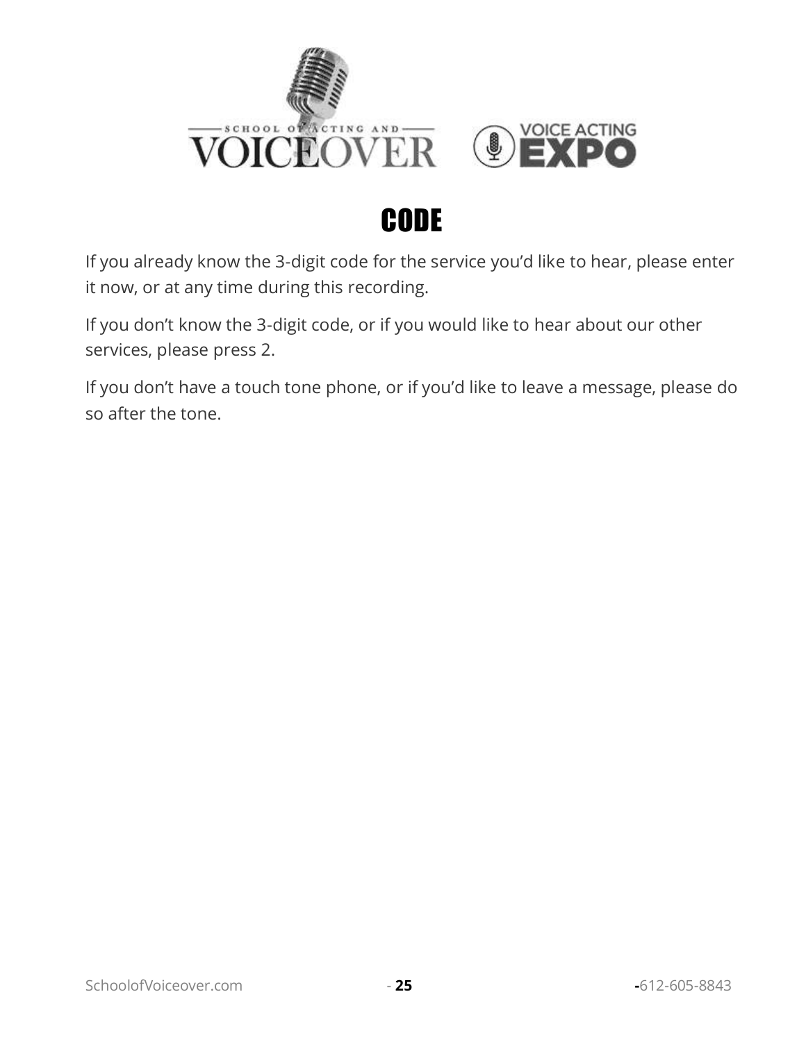# CODE

If you already know the 3-digit code for the service you'd like to hear, please enter it now, or at any time during this recording.

If you don't know the 3-digit code, or if you would like to hear about our other services, please press 2.

If you don't have a touch tone phone, or if you'd like to leave a message, please do so after the tone.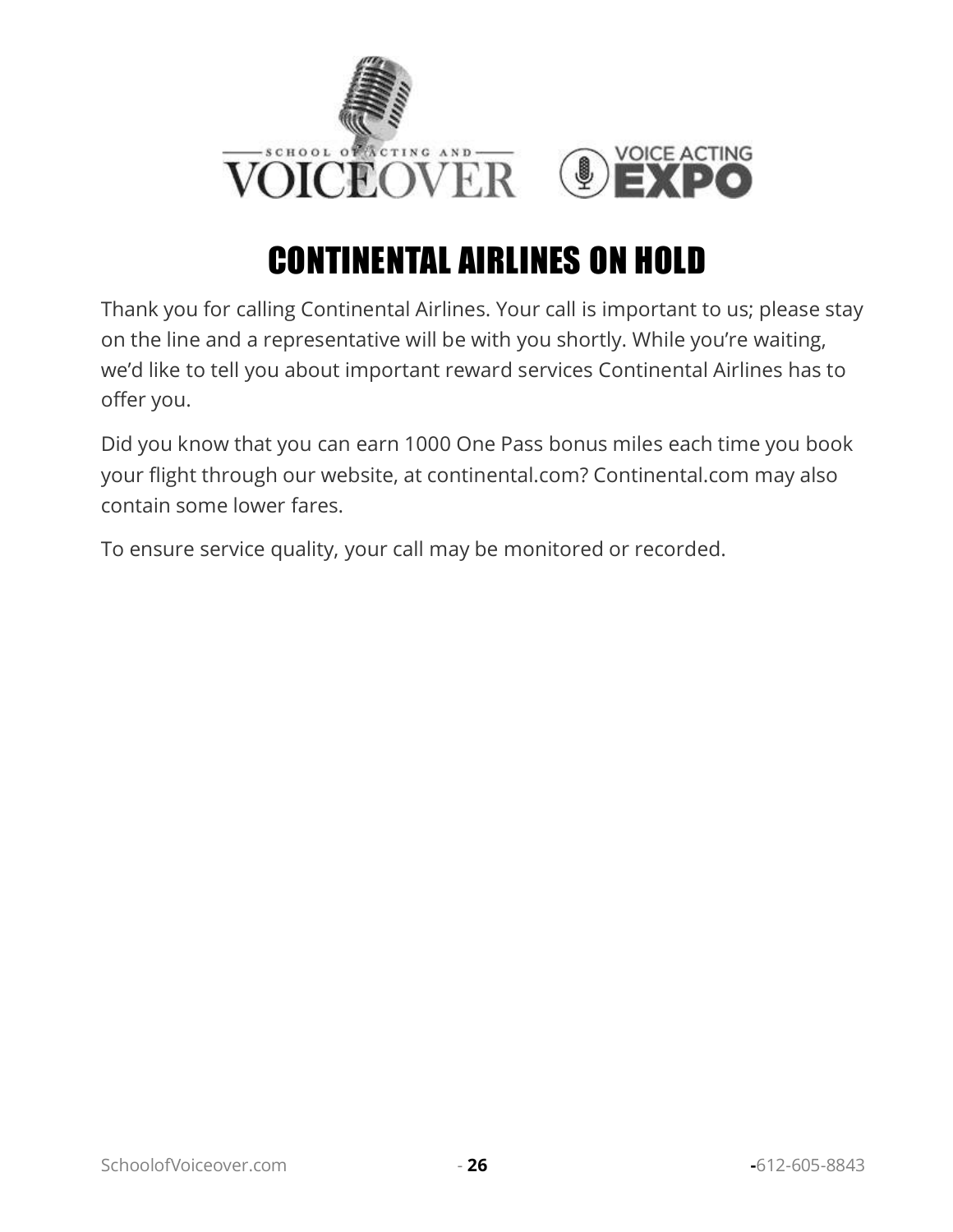# CONTINENTAL AIRLINES ON HOLD

Thank you for calling Continental Airlines. Your call is important to us; please stay on the line and a representative will be with you shortly. While you're waiting, we'd like to tell you about important reward services Continental Airlines has to offer you.

Did you know that you can earn 1000 One Pass bonus miles each time you book your flight through our website, at continental.com? Continental.com may also contain some lower fares.

To ensure service quality, your call may be monitored or recorded.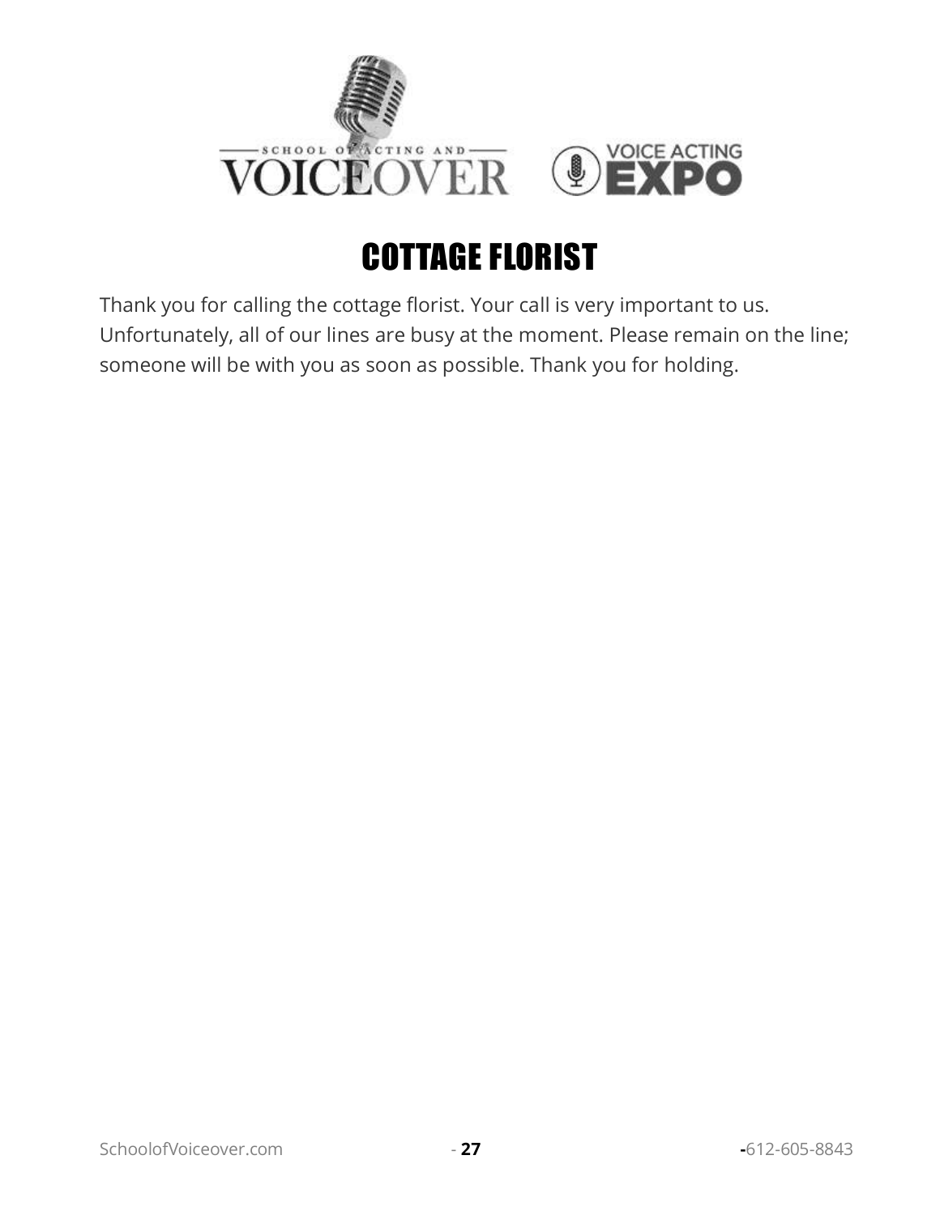# COTTAGE FLORIST

Thank you for calling the cottage florist. Your call is very important to us. Unfortunately, all of our lines are busy at the moment. Please remain on the line; someone will be with you as soon as possible. Thank you for holding.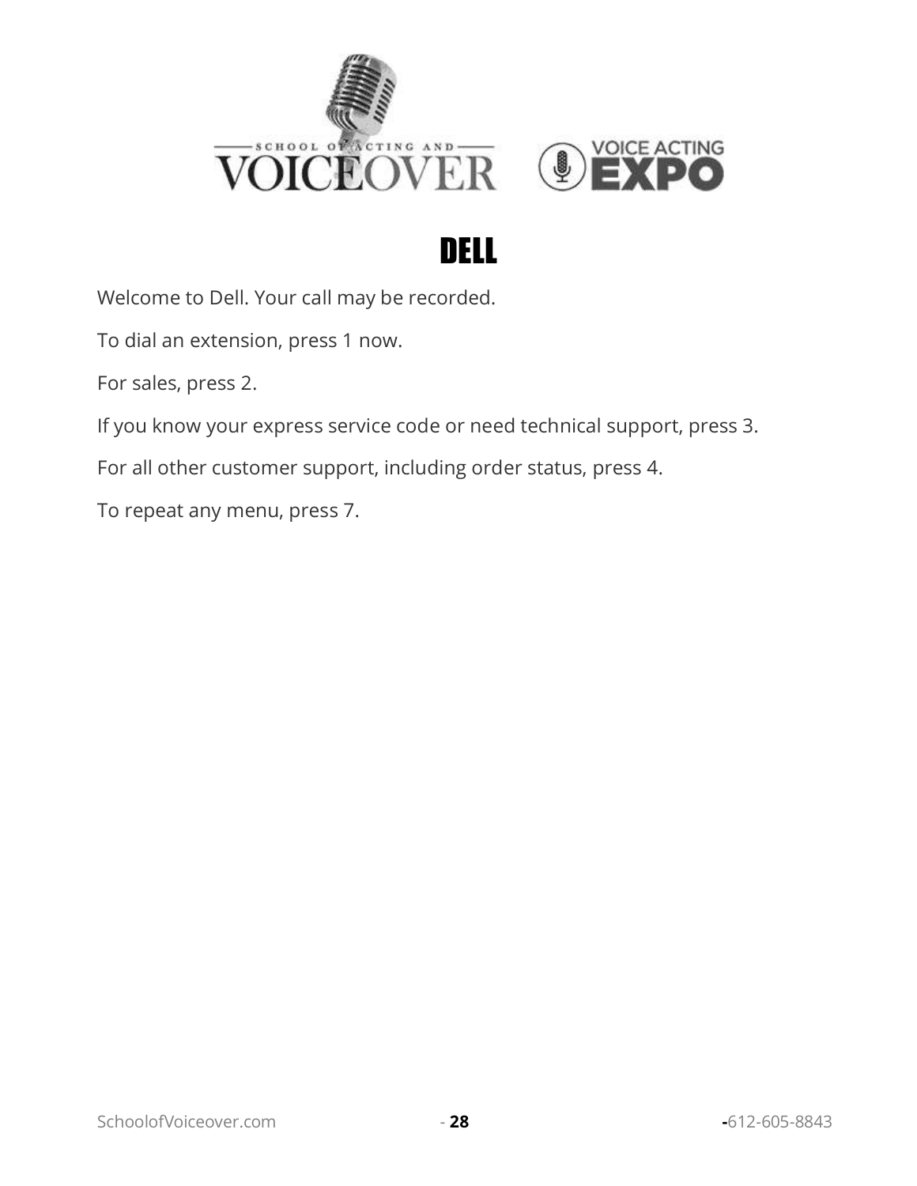# DELL

Welcome to Dell. Your call may be recorded.

To dial an extension, press 1 now.

For sales, press 2.

If you know your express service code or need technical support, press 3.

For all other customer support, including order status, press 4.

To repeat any menu, press 7.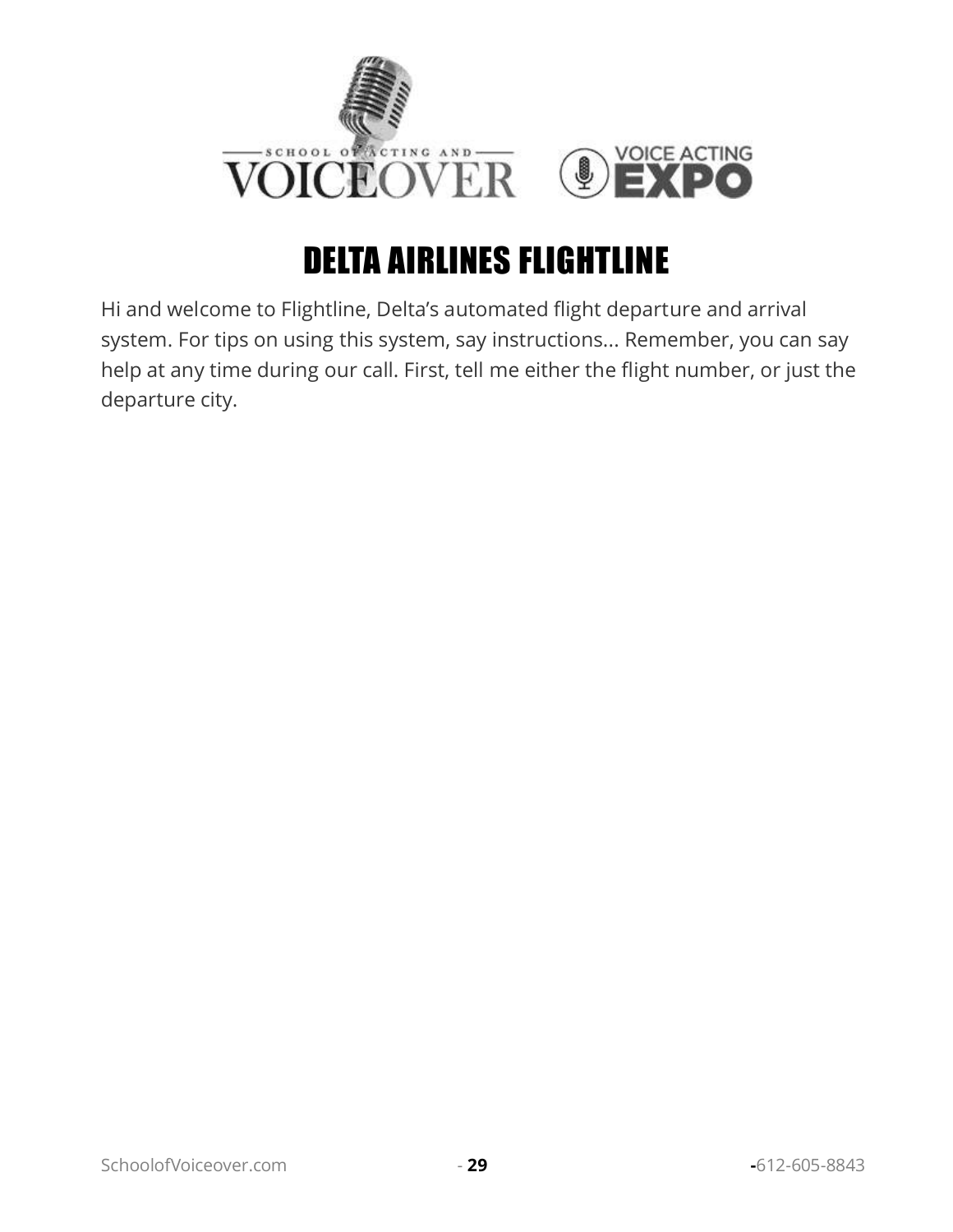# DELTA AIRLINES FLIGHTLINE

Hi and welcome to Flightline, Delta's automated flight departure and arrival system. For tips on using this system, say instructions... Remember, you can say help at any time during our call. First, tell me either the flight number, or just the departure city.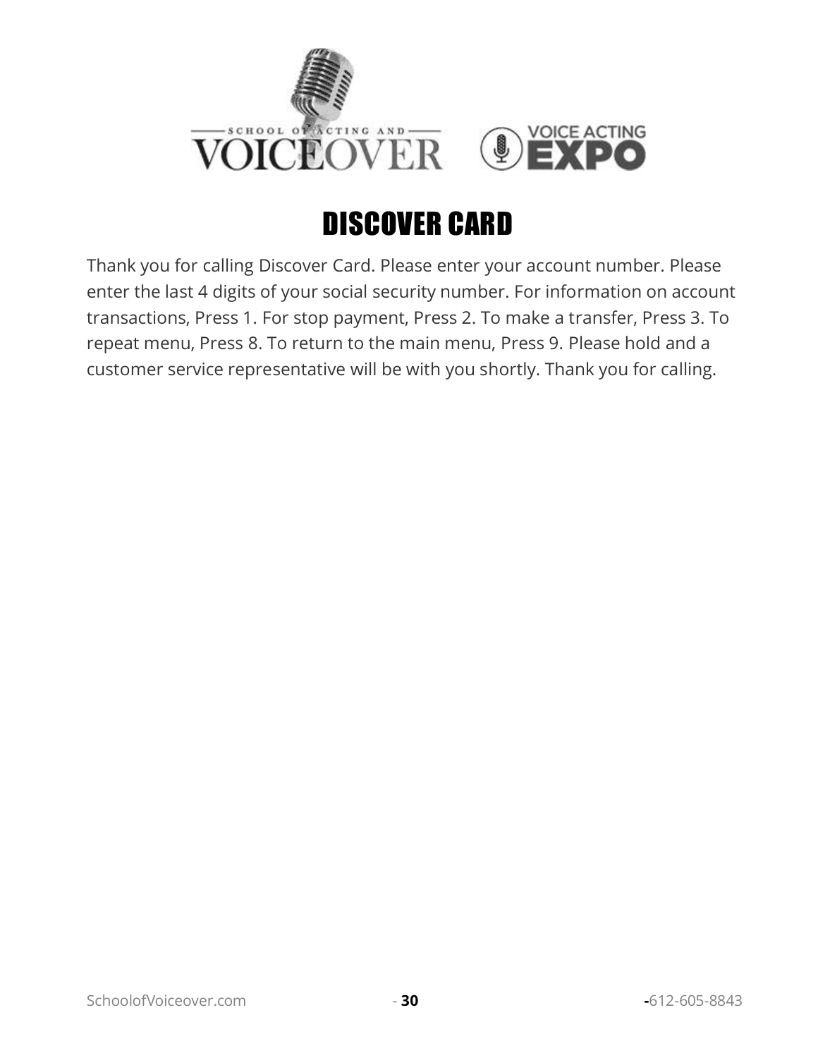# DISCOVER CARD

Thank you for calling Discover Card. Please enter your account number. Please enter the last 4 digits of your social security number. For information on account transactions, Press 1. For stop payment, Press 2. To make a transfer, Press 3. To repeat menu, Press 8. To return to the main menu, Press 9. Please hold and a customer service representative will be with you shortly. Thank you for calling.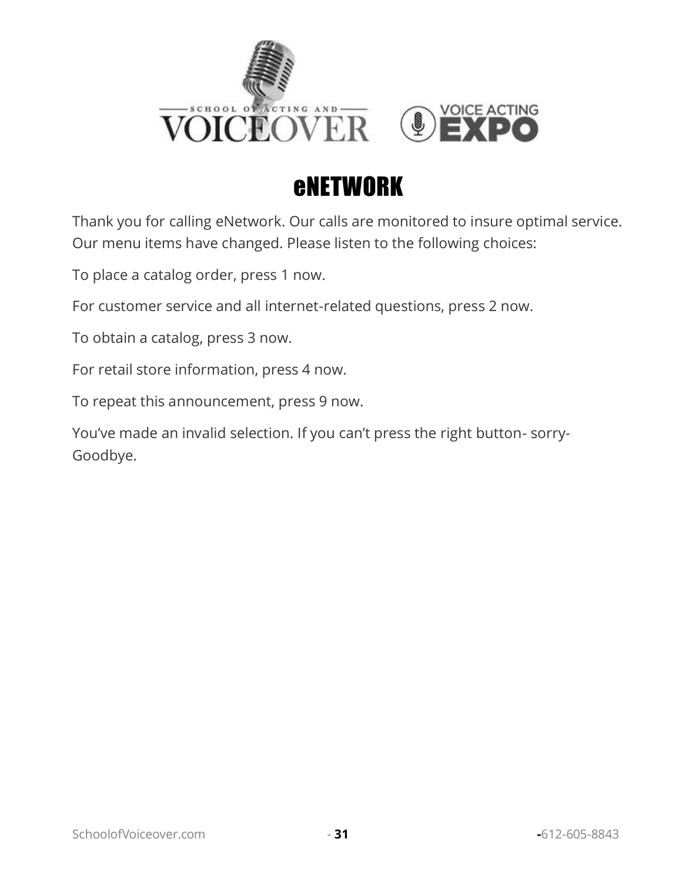# eNETWORK

Thank you for calling eNetwork. Our calls are monitored to insure optimal service. Our menu items have changed. Please listen to the following choices:

To place a catalog order, press 1 now.

For customer service and all internet-related questions, press 2 now.

To obtain a catalog, press 3 now.

For retail store information, press 4 now.

To repeat this announcement, press 9 now.

You've made an invalid selection. If you can't press the right button- sorry- Goodbye.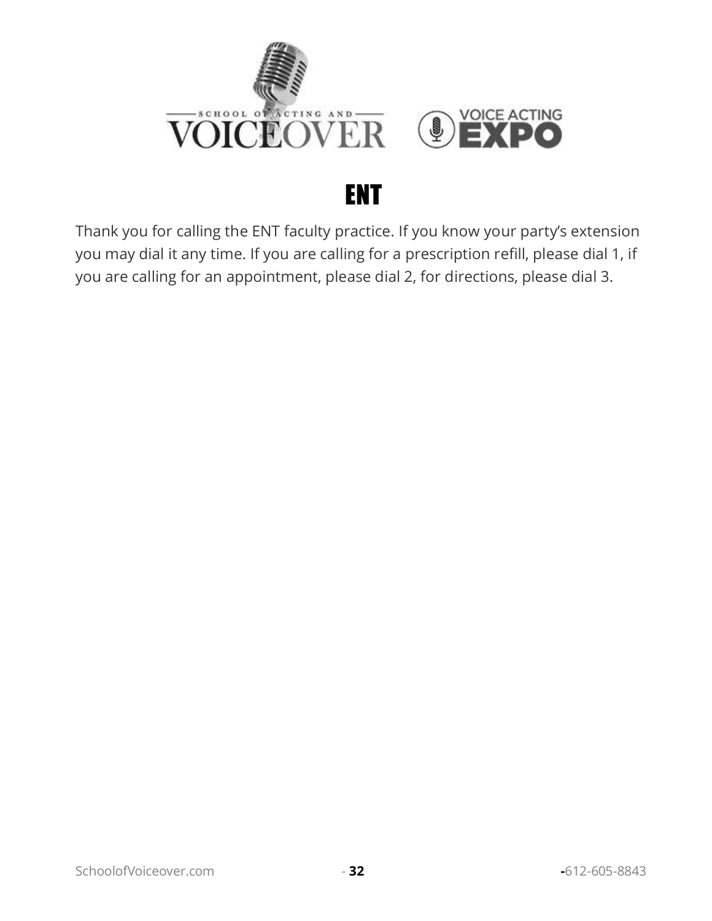# ENT

Thank you for calling the ENT faculty practice. If you know your party's extension you may dial it any time. If you are calling for a prescription refill, please dial 1, if you are calling for an appointment, please dial 2, for directions, please dial 3.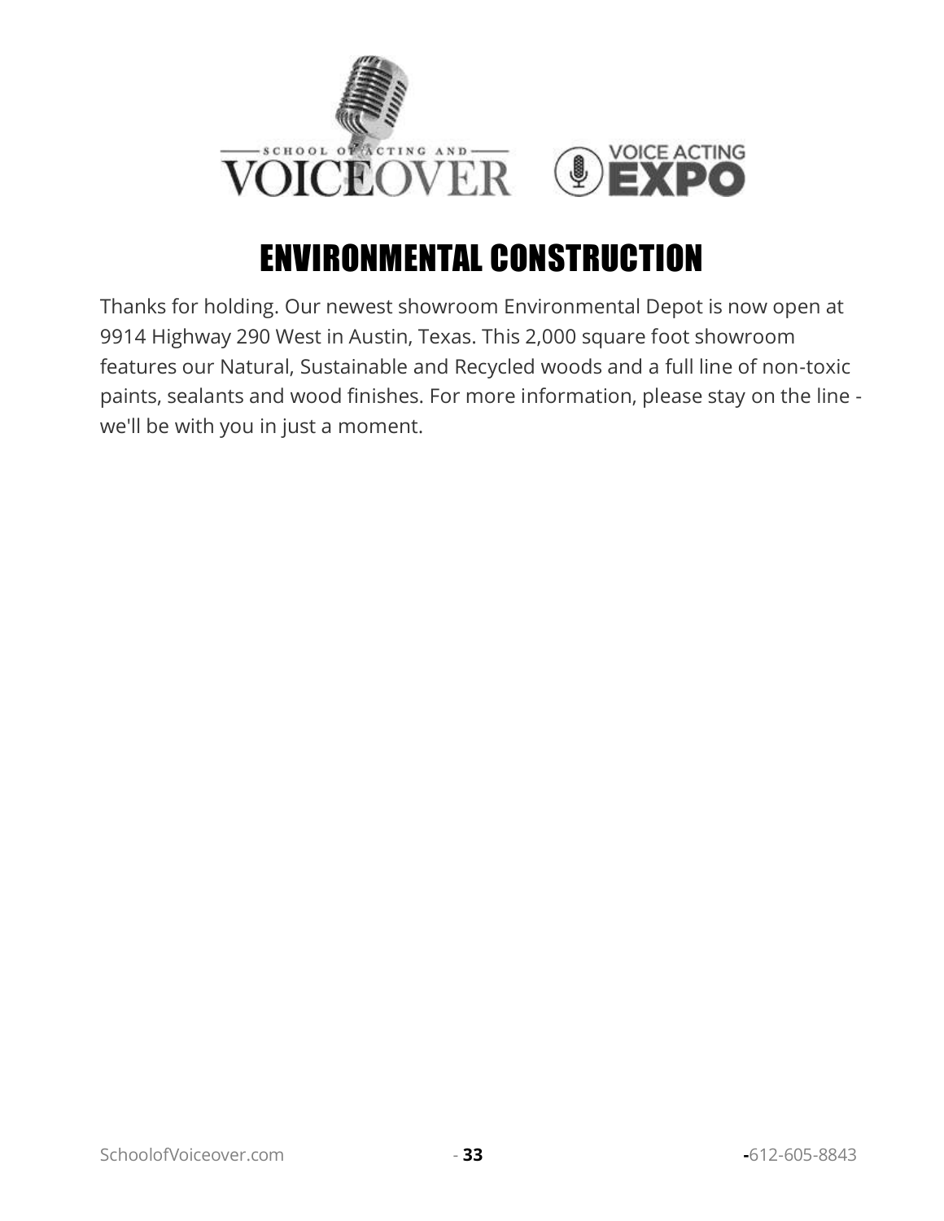# ENVIRONMENTAL CONSTRUCTION

Thanks for holding. Our newest showroom Environmental Depot is now open at 9914 Highway 290 West in Austin, Texas. This 2,000 square foot showroom features our Natural, Sustainable and Recycled woods and a full line of non-toxic paints, sealants and wood finishes. For more information, please stay on the line - we'll be with you in just a moment.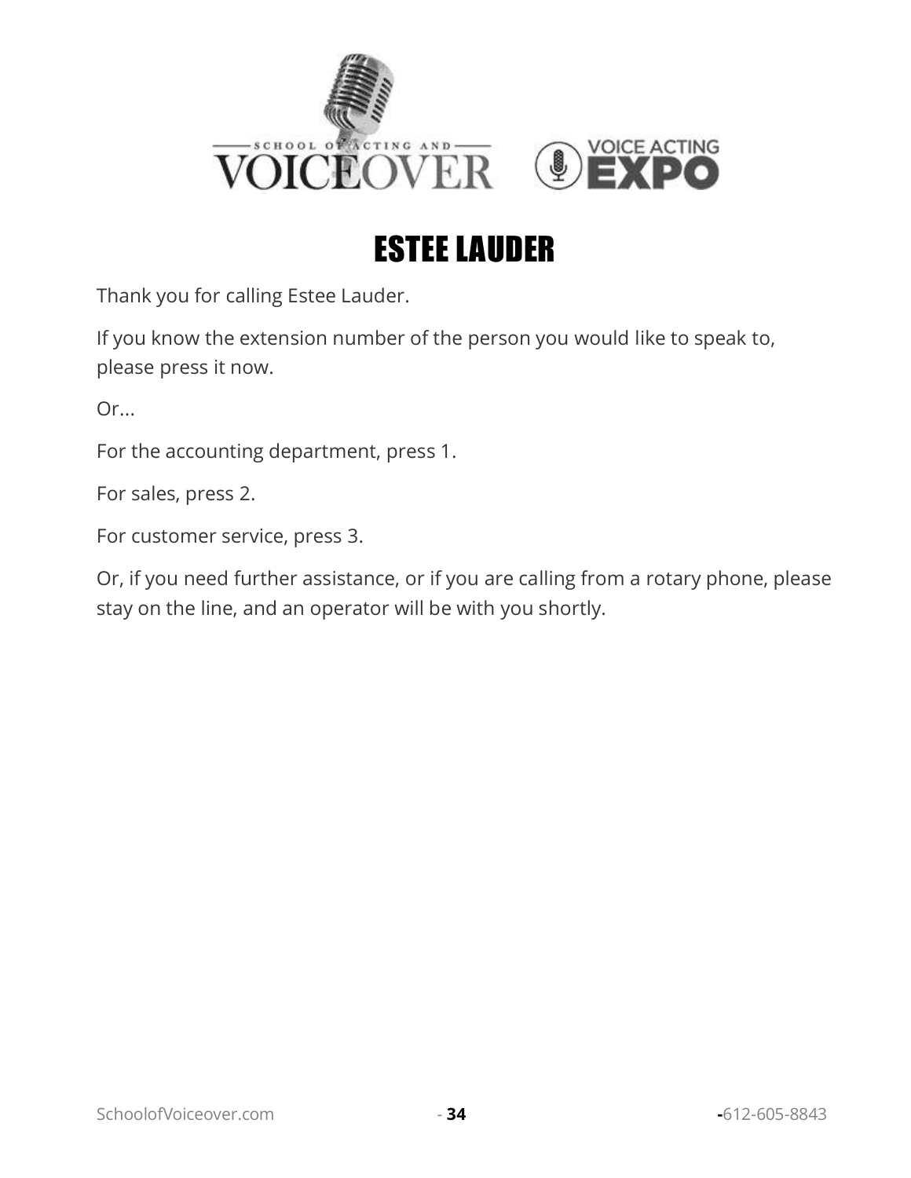# ESTEE LAUDER

Thank you for calling Estee Lauder.

If you know the extension number of the person you would like to speak to, please press it now.

Or...

For the accounting department, press 1.

For sales, press 2.

For customer service, press 3.

Or, if you need further assistance, or if you are calling from a rotary phone, please stay on the line, and an operator will be with you shortly.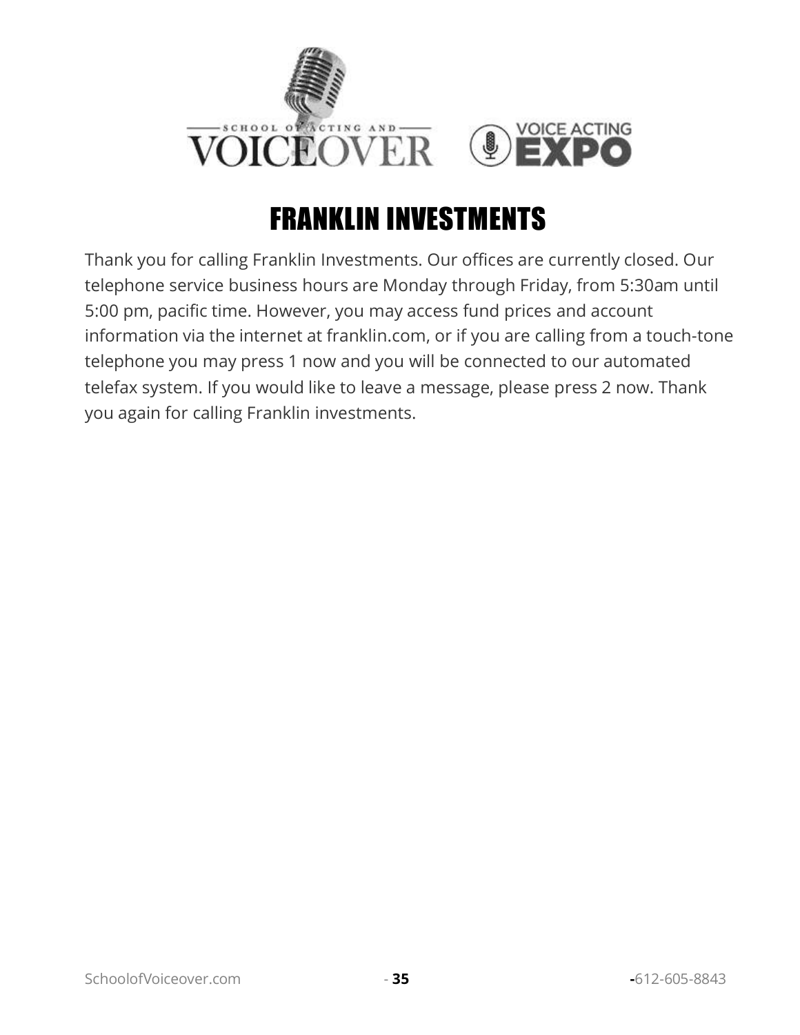# FRANKLIN INVESTMENTS

Thank you for calling Franklin Investments. Our offices are currently closed. Our telephone service business hours are Monday through Friday, from 5:30am until 5:00 pm, pacific time. However, you may access fund prices and account information via the internet at franklin.com, or if you are calling from a touch-tone telephone you may press 1 now and you will be connected to our automated telefax system. If you would like to leave a message, please press 2 now. Thank you again for calling Franklin investments.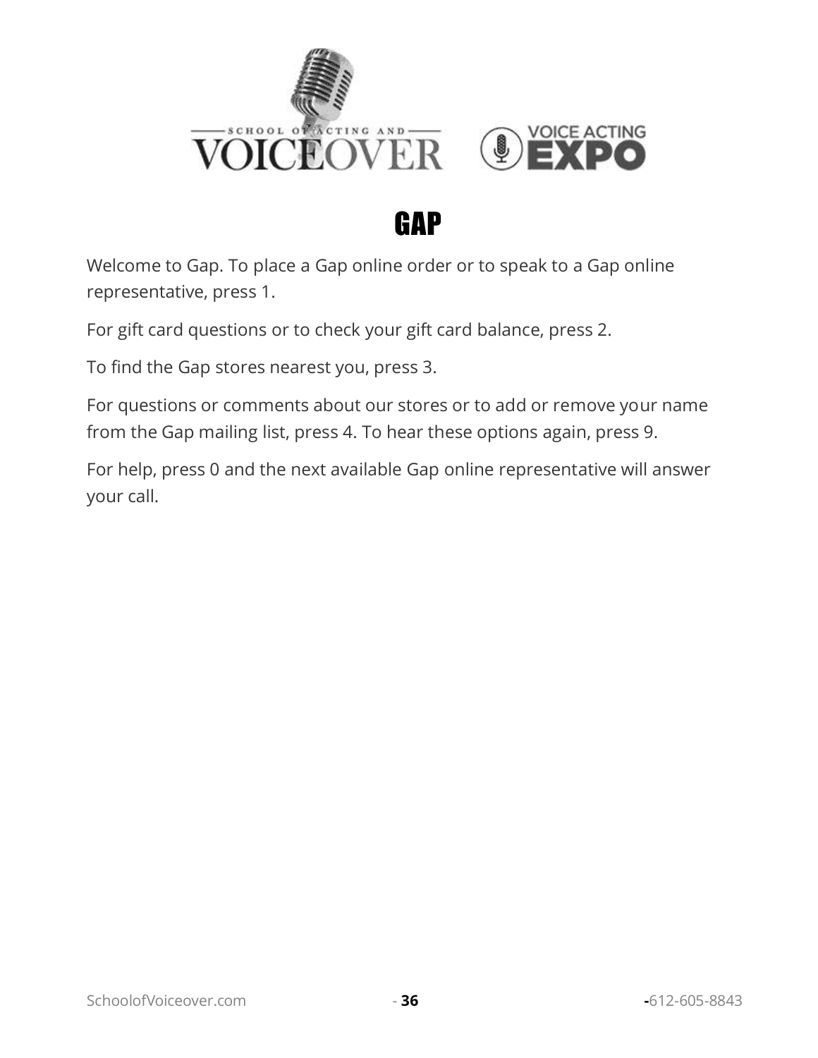# GAP

Welcome to Gap. To place a Gap online order or to speak to a Gap online representative, press 1.

For gift card questions or to check your gift card balance, press 2.

To find the Gap stores nearest you, press 3.

For questions or comments about our stores or to add or remove your name from the Gap mailing list, press 4. To hear these options again, press 9.

For help, press 0 and the next available Gap online representative will answer your call.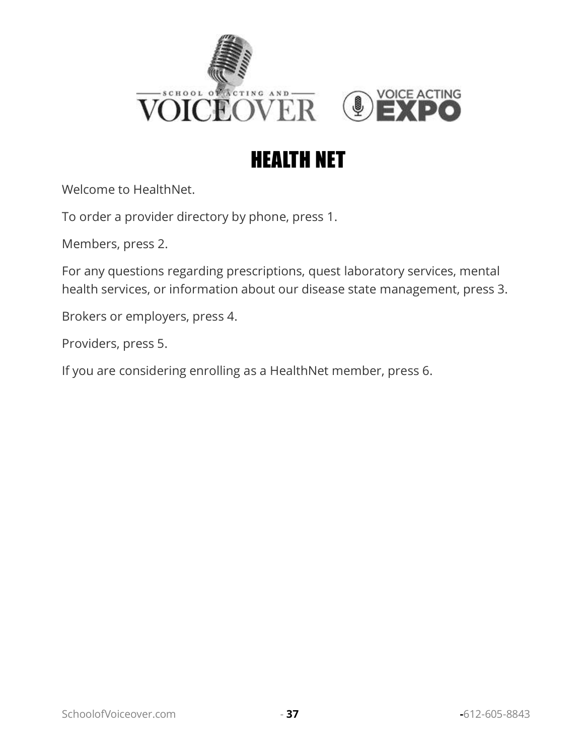# HEALTH NET

Welcome to HealthNet.

To order a provider directory by phone, press 1.

Members, press 2.

For any questions regarding prescriptions, quest laboratory services, mental health services, or information about our disease state management, press 3.

Brokers or employers, press 4.

Providers, press 5.

If you are considering enrolling as a HealthNet member, press 6.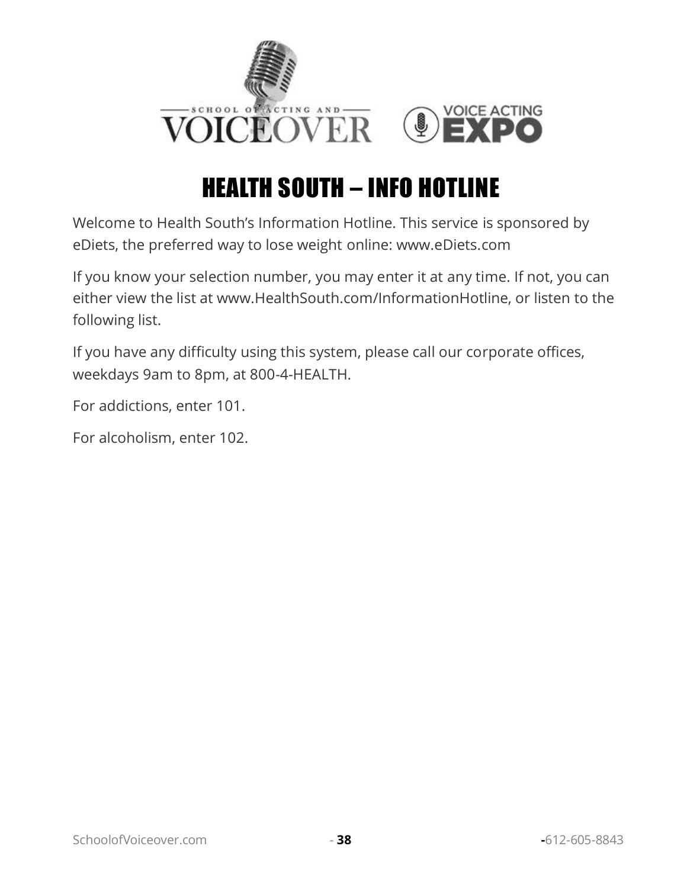# HEALTH SOUTH – INFO HOTLINE

Welcome to Health South's Information Hotline. This service is sponsored by eDiets, the preferred way to lose weight online: www.eDiets.com

If you know your selection number, you may enter it at any time. If not, you can either view the list at www.HealthSouth.com/InformationHotline, or listen to the following list.

If you have any difficulty using this system, please call our corporate offices, weekdays 9am to 8pm, at 800-4-HEALTH.

For addictions, enter 101.

For alcoholism, enter 102.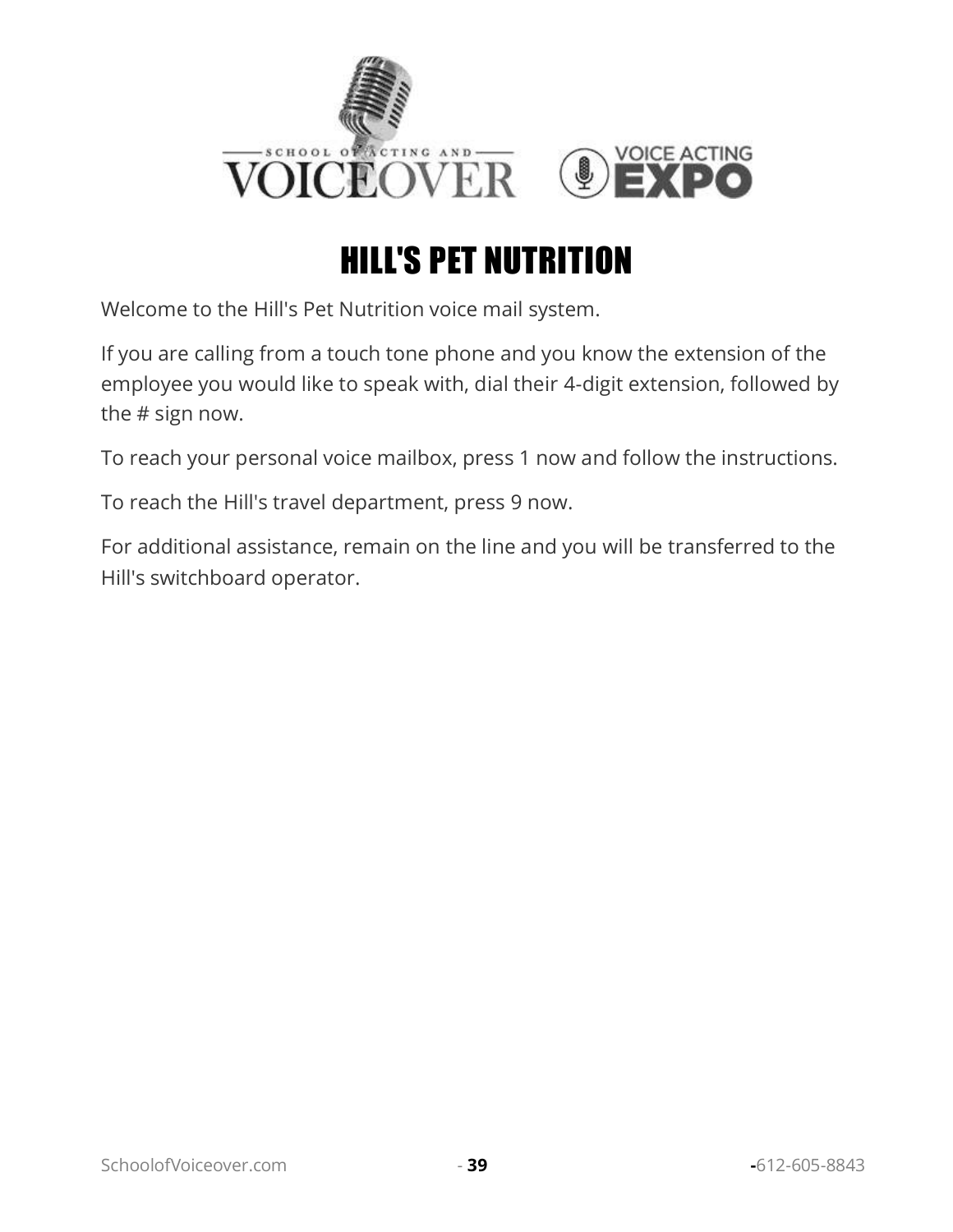# HILL'S PET NUTRITION

Welcome to the Hill's Pet Nutrition voice mail system.

If you are calling from a touch tone phone and you know the extension of the employee you would like to speak with, dial their 4-digit extension, followed by the # sign now.

To reach your personal voice mailbox, press 1 now and follow the instructions.

To reach the Hill's travel department, press 9 now.

For additional assistance, remain on the line and you will be transferred to the Hill's switchboard operator.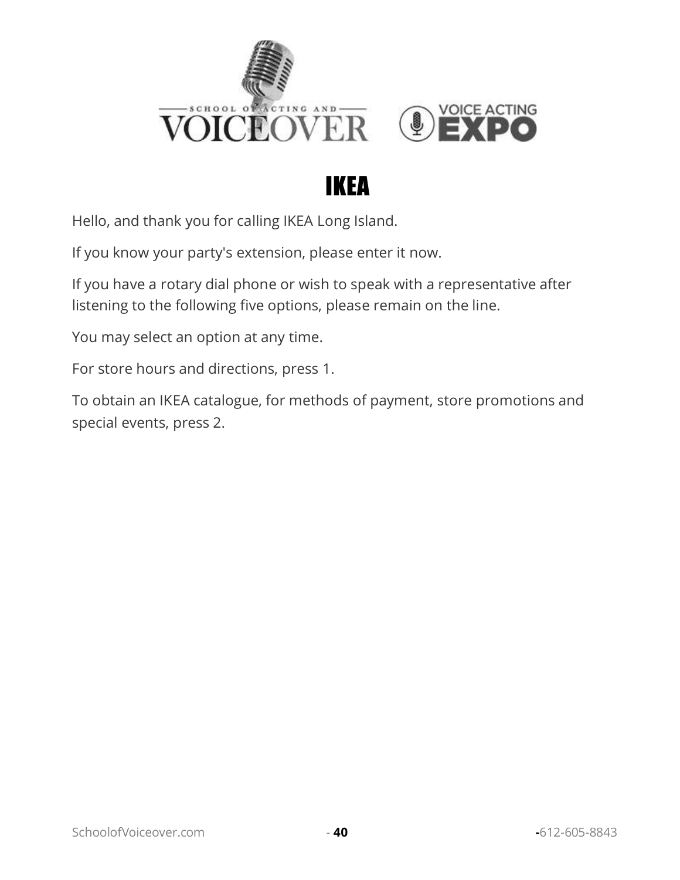# IKEA

Hello, and thank you for calling IKEA Long Island.

If you know your party's extension, please enter it now.

If you have a rotary dial phone or wish to speak with a representative after listening to the following five options, please remain on the line.

You may select an option at any time.

For store hours and directions, press 1.

To obtain an IKEA catalogue, for methods of payment, store promotions and special events, press 2.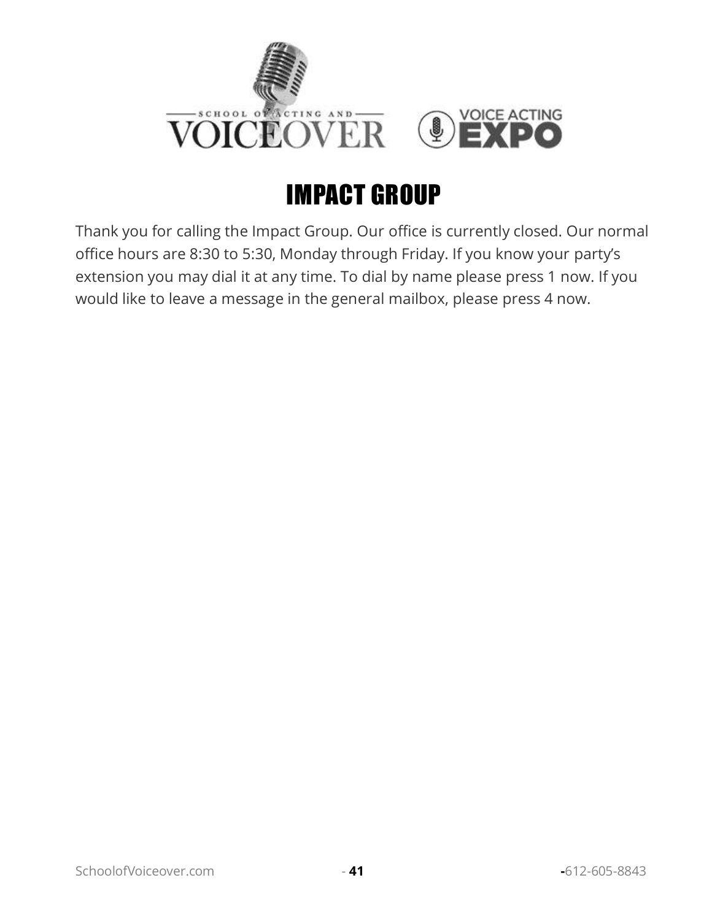# IMPACT GROUP

Thank you for calling the Impact Group. Our office is currently closed. Our normal office hours are 8:30 to 5:30, Monday through Friday. If you know your party's extension you may dial it at any time. To dial by name please press 1 now. If you would like to leave a message in the general mailbox, please press 4 now.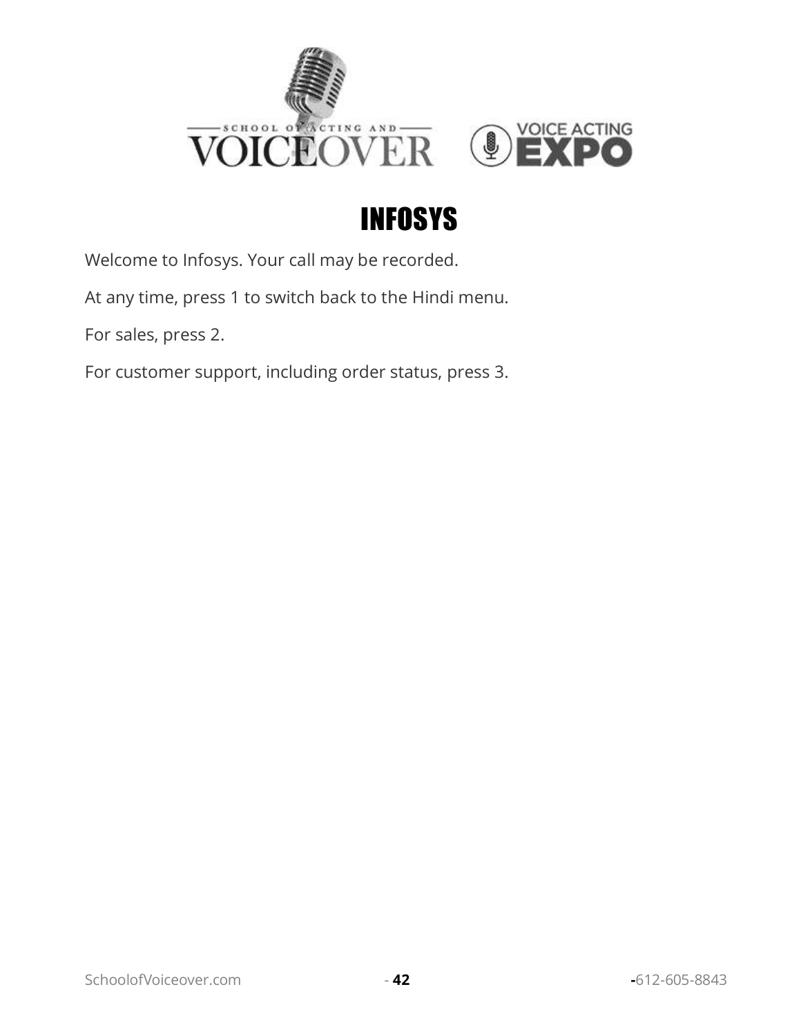# INFOSYS

Welcome to Infosys. Your call may be recorded.

At any time, press 1 to switch back to the Hindi menu.

For sales, press 2.

For customer support, including order status, press 3.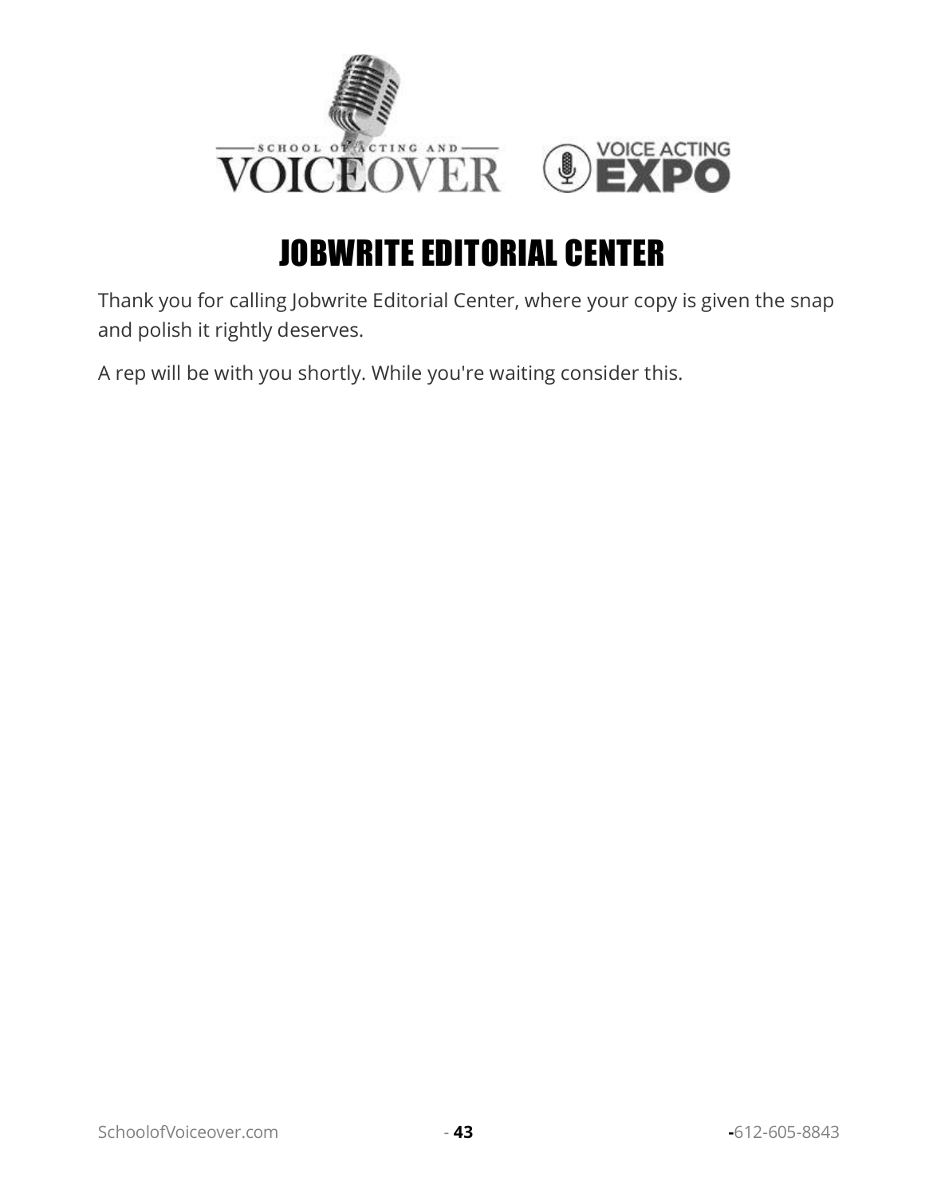# JOBWRITE EDITORIAL CENTER

Thank you for calling Jobwrite Editorial Center, where your copy is given the snap and polish it rightly deserves.

A rep will be with you shortly. While you're waiting consider this.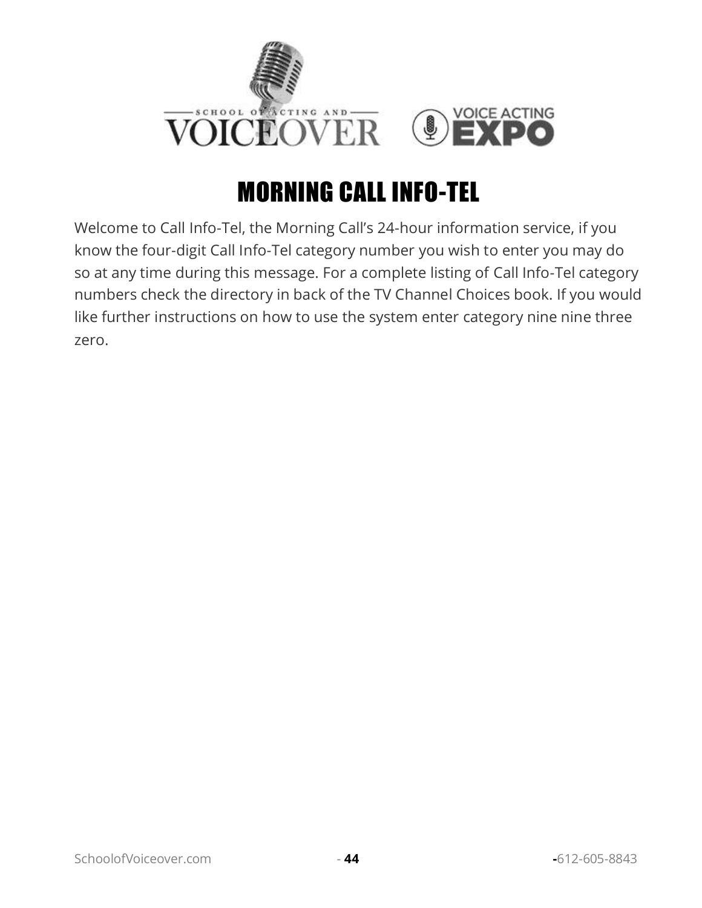# MORNING CALL INFO-TEL

Welcome to Call Info-Tel, the Morning Call's 24-hour information service, if you know the four-digit Call Info-Tel category number you wish to enter you may do so at any time during this message. For a complete listing of Call Info-Tel category numbers check the directory in back of the TV Channel Choices book. If you would like further instructions on how to use the system enter category nine nine three zero.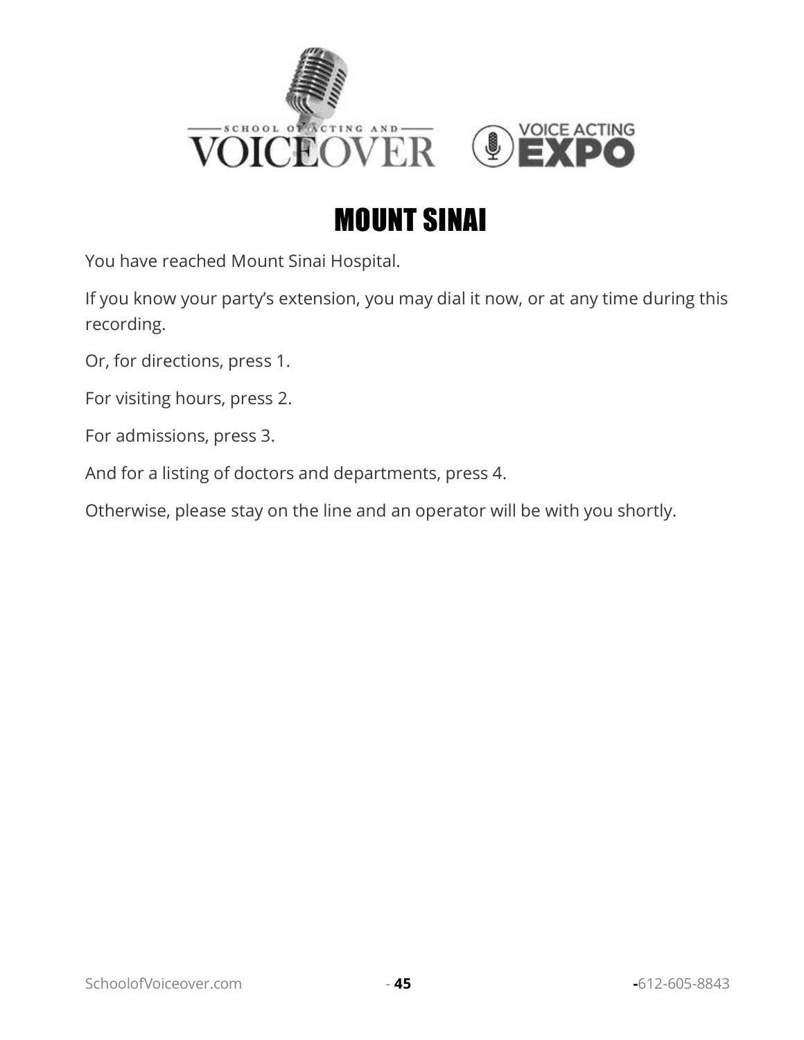# MOUNT SINAI

You have reached Mount Sinai Hospital.

If you know your party's extension, you may dial it now, or at any time during this recording.

Or, for directions, press 1.

For visiting hours, press 2.

For admissions, press 3.

And for a listing of doctors and departments, press 4.

Otherwise, please stay on the line and an operator will be with you shortly.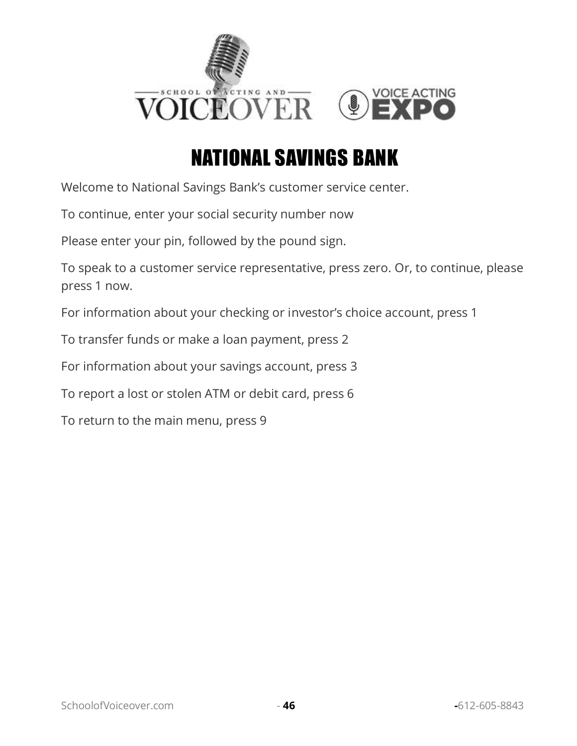# NATIONAL SAVINGS BANK

Welcome to National Savings Bank's customer service center.

To continue, enter your social security number now

Please enter your pin, followed by the pound sign.

To speak to a customer service representative, press zero. Or, to continue, please press 1 now.

For information about your checking or investor's choice account, press 1

To transfer funds or make a loan payment, press 2

For information about your savings account, press 3

To report a lost or stolen ATM or debit card, press 6

To return to the main menu, press 9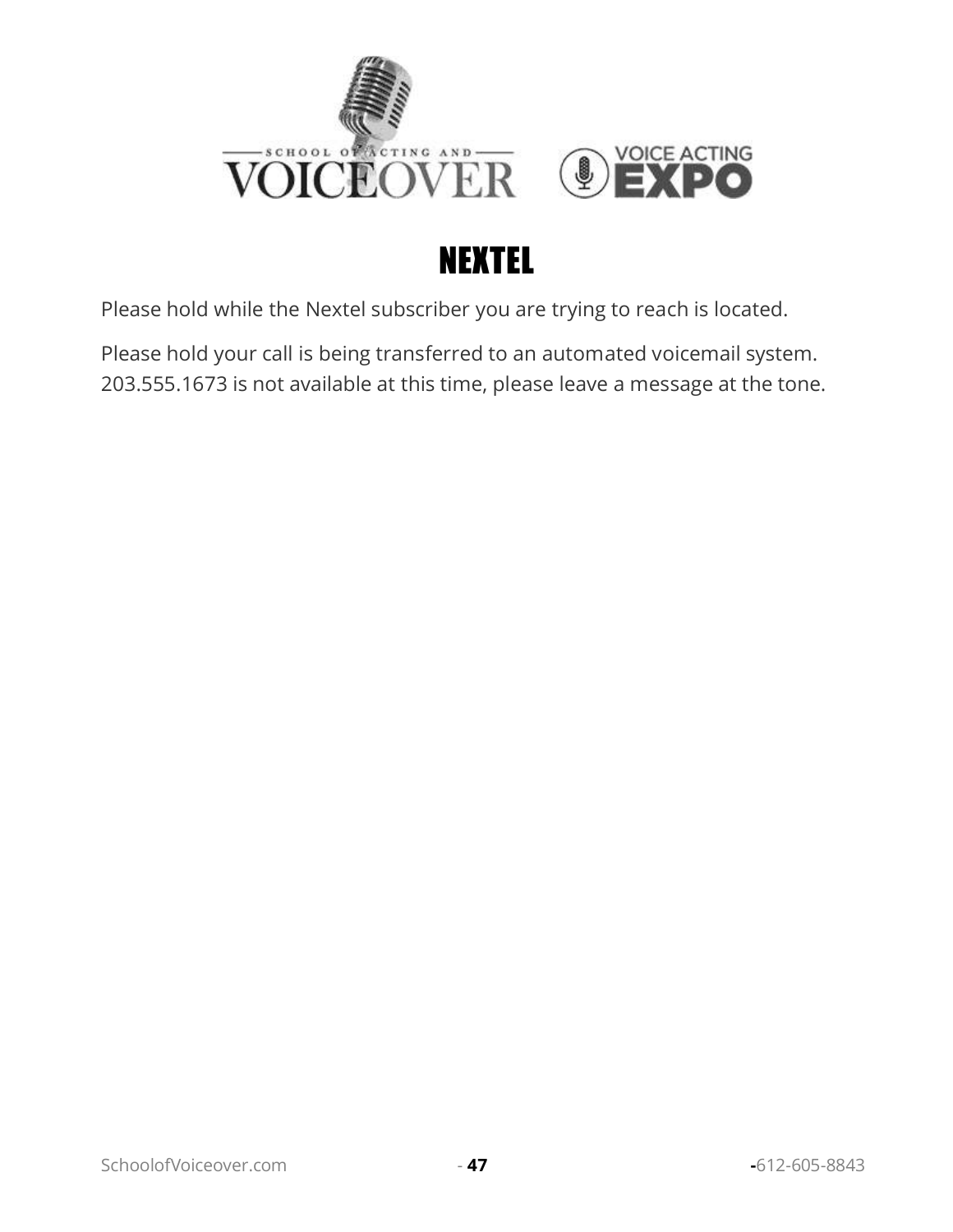# NEXTEL

Please hold while the Nextel subscriber you are trying to reach is located.

Please hold your call is being transferred to an automated voicemail system. 203.555.1673 is not available at this time, please leave a message at the tone.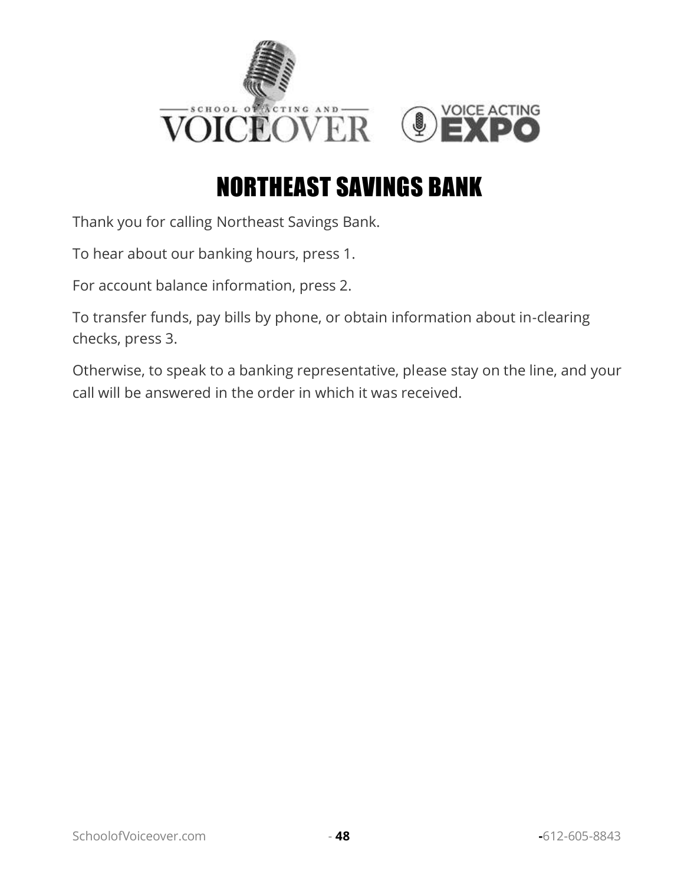# NORTHEAST SAVINGS BANK

Thank you for calling Northeast Savings Bank.

To hear about our banking hours, press 1.

For account balance information, press 2.

To transfer funds, pay bills by phone, or obtain information about in-clearing checks, press 3.

Otherwise, to speak to a banking representative, please stay on the line, and your call will be answered in the order in which it was received.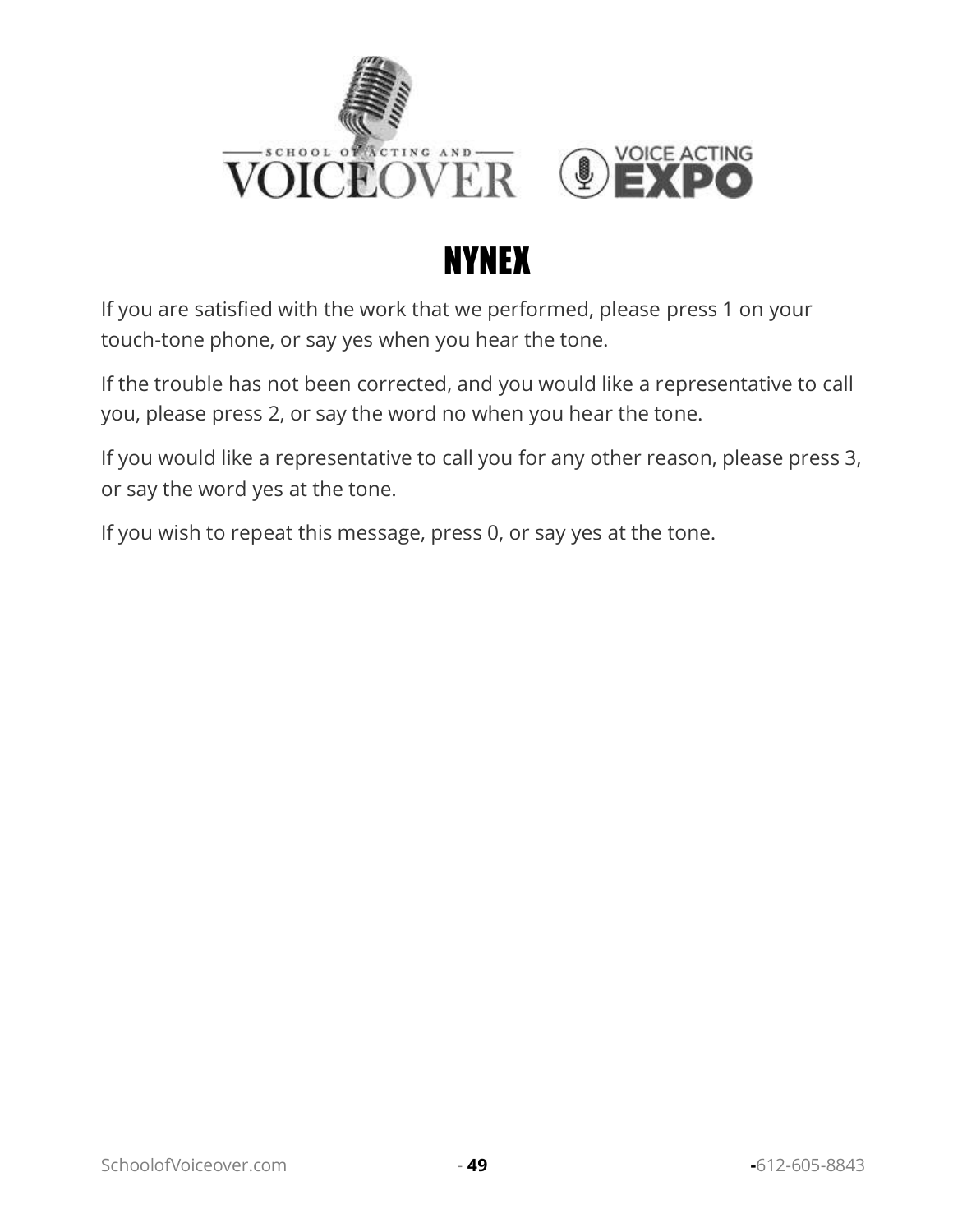# NYNEX

If you are satisfied with the work that we performed, please press 1 on your touch-tone phone, or say yes when you hear the tone.

If the trouble has not been corrected, and you would like a representative to call you, please press 2, or say the word no when you hear the tone.

If you would like a representative to call you for any other reason, please press 3, or say the word yes at the tone.

If you wish to repeat this message, press 0, or say yes at the tone.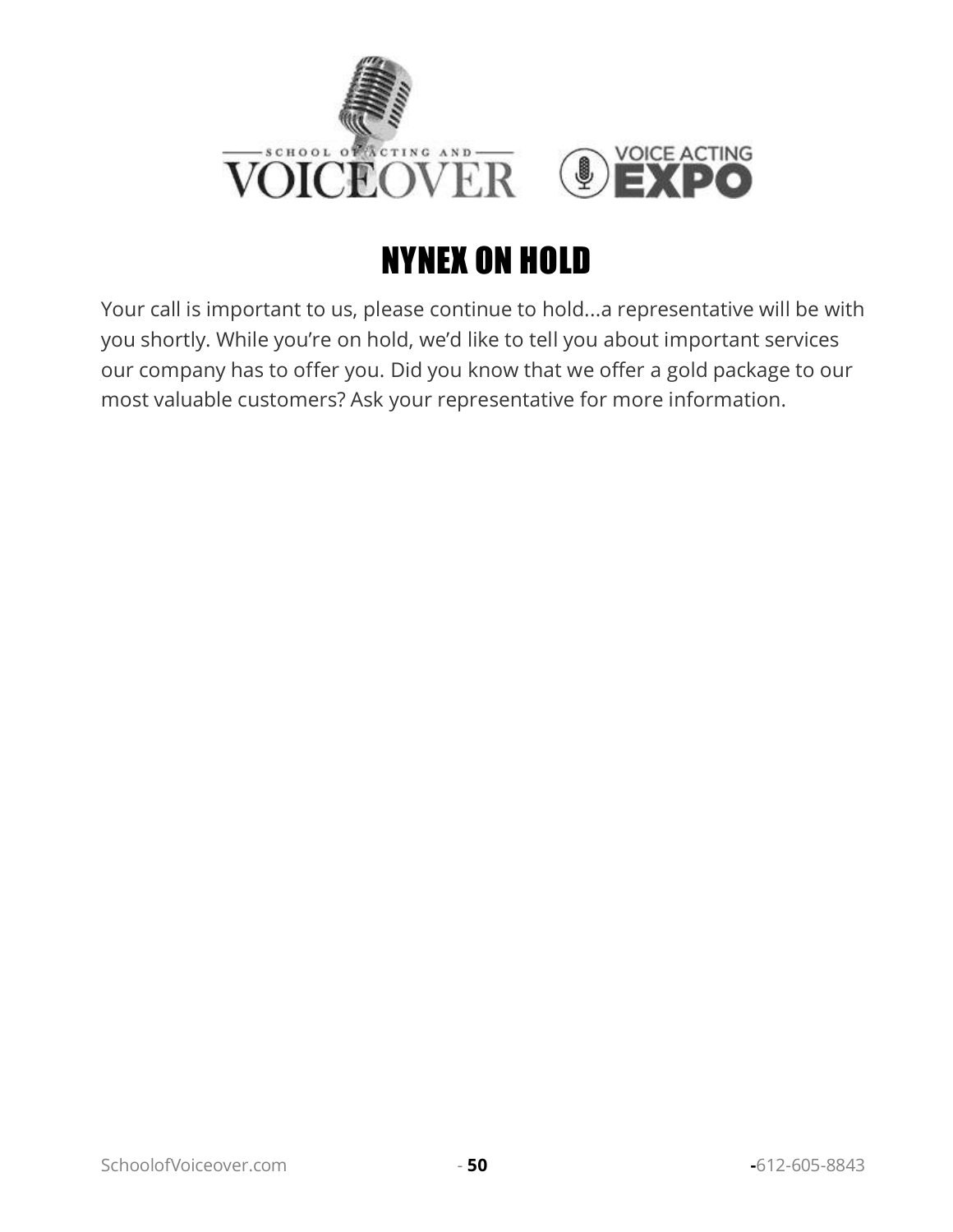# NYNEX ON HOLD

Your call is important to us, please continue to hold...a representative will be with you shortly. While you're on hold, we'd like to tell you about important services our company has to offer you. Did you know that we offer a gold package to our most valuable customers? Ask your representative for more information.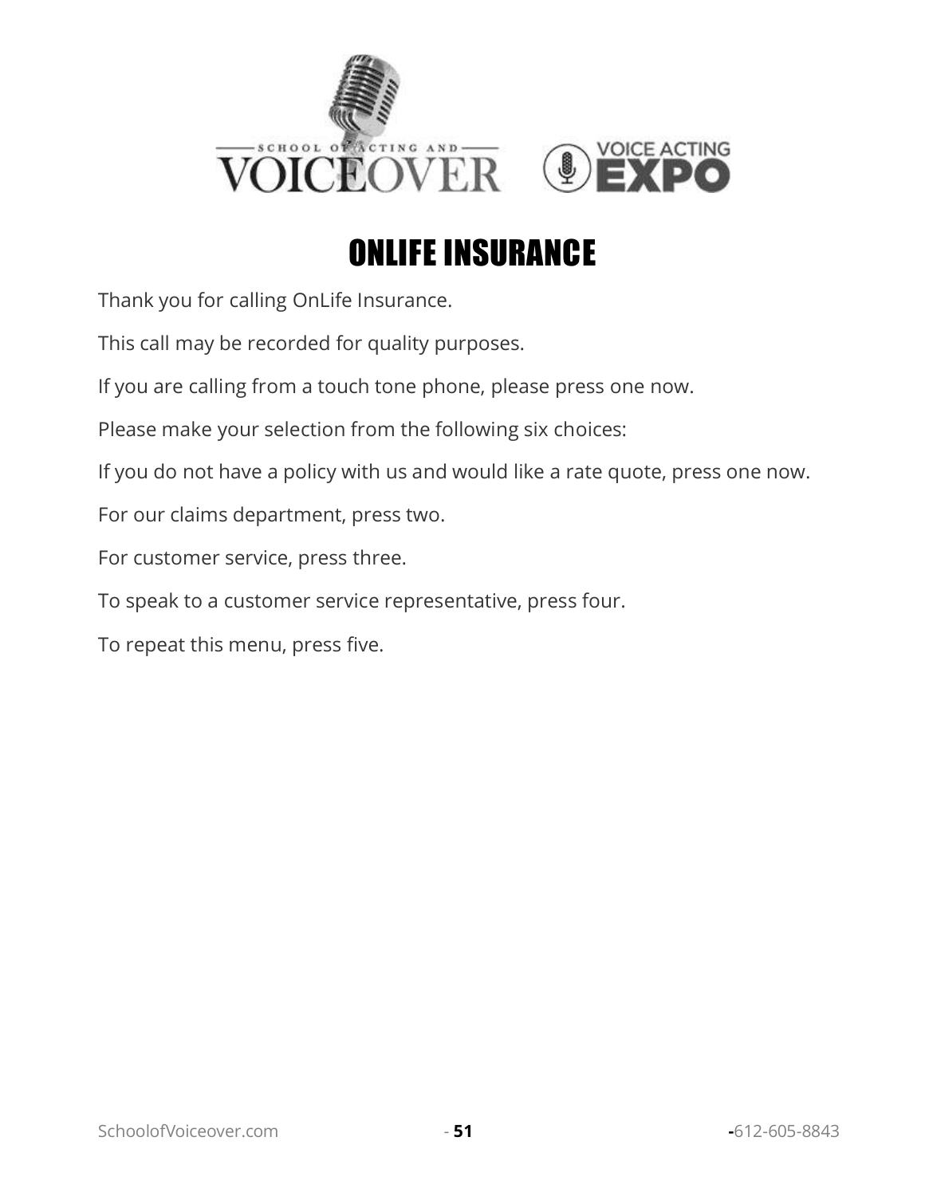# ONLIFE INSURANCE

Thank you for calling OnLife Insurance.

This call may be recorded for quality purposes.

If you are calling from a touch tone phone, please press one now.

Please make your selection from the following six choices:

If you do not have a policy with us and would like a rate quote, press one now.

For our claims department, press two.

For customer service, press three.

To speak to a customer service representative, press four.

To repeat this menu, press five.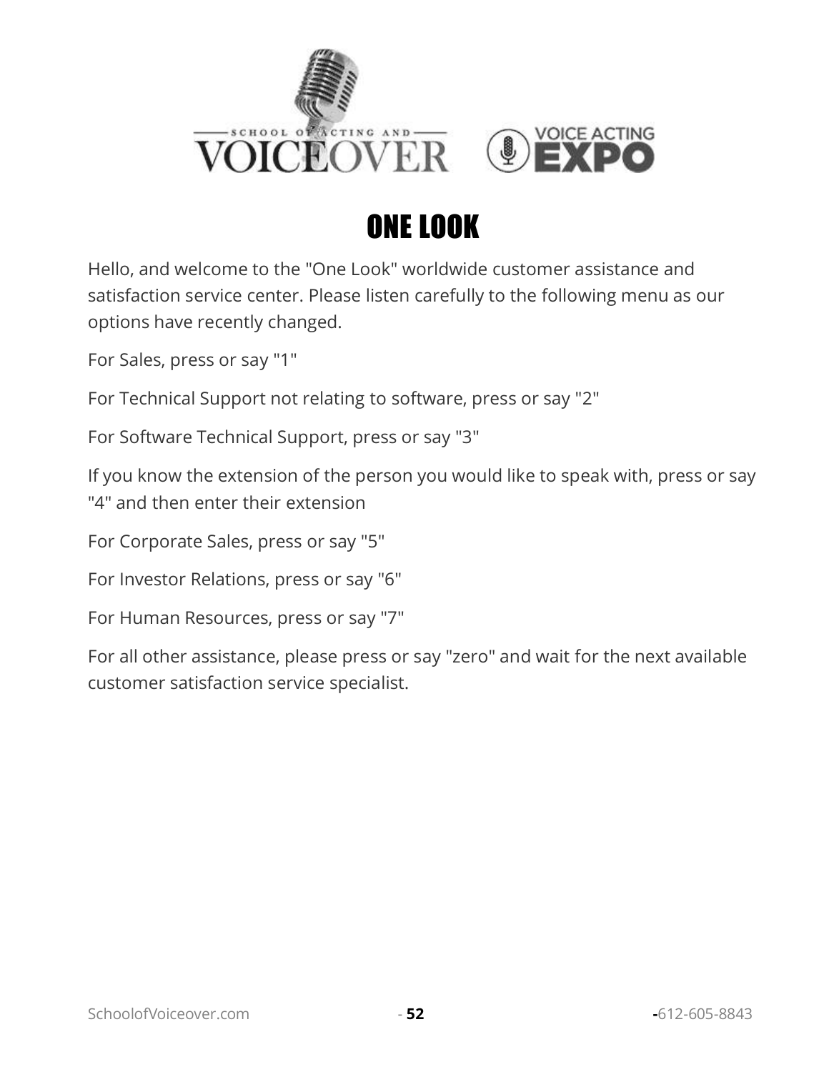# ONE LOOK

Hello, and welcome to the "One Look" worldwide customer assistance and satisfaction service center. Please listen carefully to the following menu as our options have recently changed.

For Sales, press or say "1"

For Technical Support not relating to software, press or say "2"

For Software Technical Support, press or say "3"

If you know the extension of the person you would like to speak with, press or say "4" and then enter their extension

For Corporate Sales, press or say "5"

For Investor Relations, press or say "6"

For Human Resources, press or say "7"

For all other assistance, please press or say "zero" and wait for the next available customer satisfaction service specialist.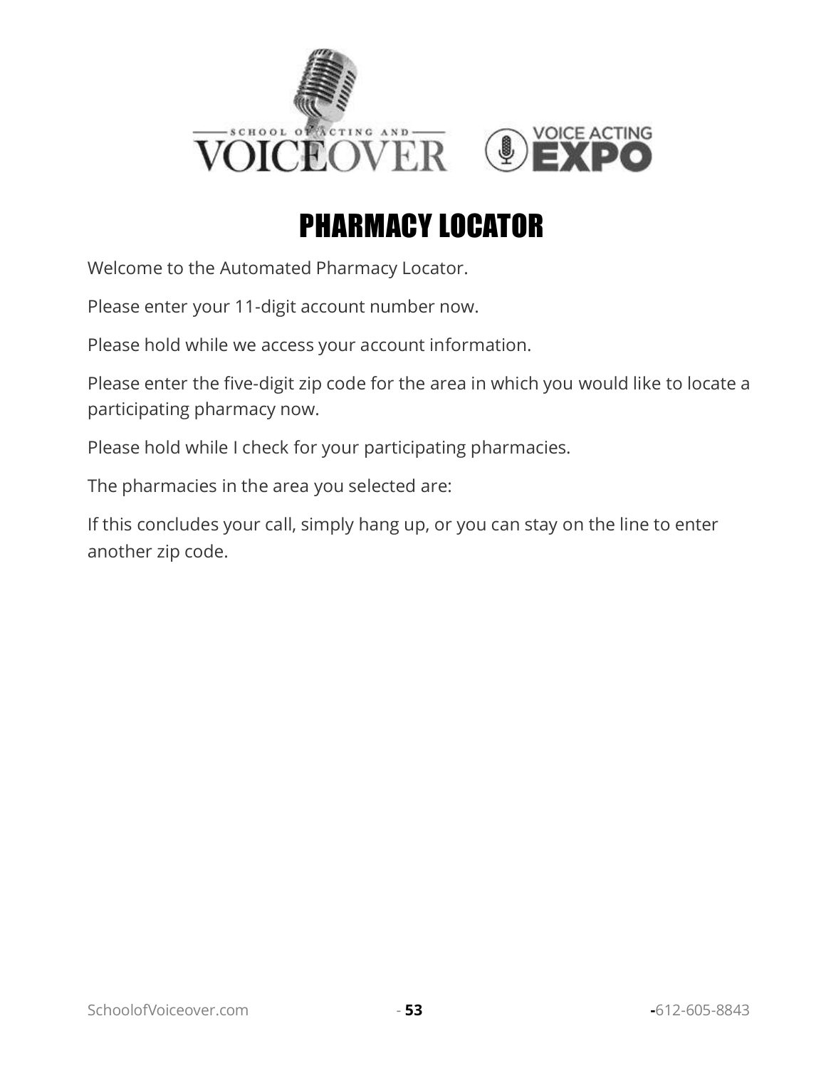# PHARMACY LOCATOR

Welcome to the Automated Pharmacy Locator.

Please enter your 11-digit account number now.

Please hold while we access your account information.

Please enter the five-digit zip code for the area in which you would like to locate a participating pharmacy now.

Please hold while I check for your participating pharmacies.

The pharmacies in the area you selected are:

If this concludes your call, simply hang up, or you can stay on the line to enter another zip code.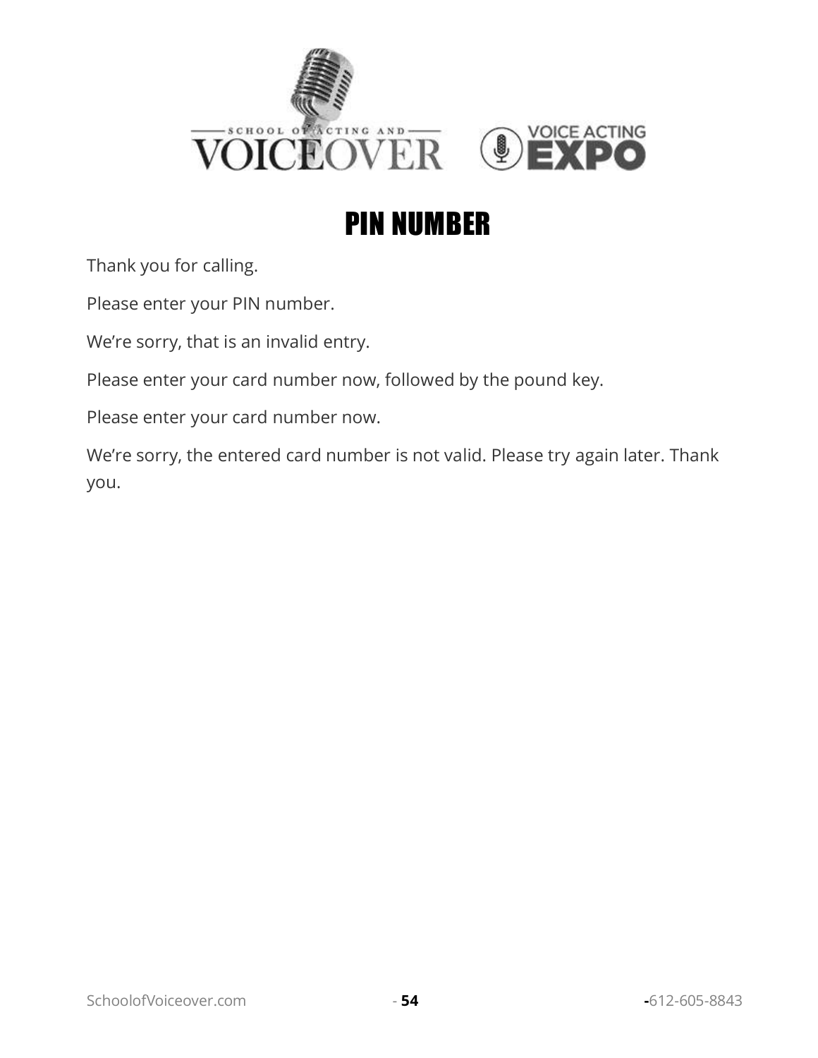# PIN NUMBER

Thank you for calling.

Please enter your PIN number.

We're sorry, that is an invalid entry.

Please enter your card number now, followed by the pound key.

Please enter your card number now.

We're sorry, the entered card number is not valid. Please try again later. Thank you.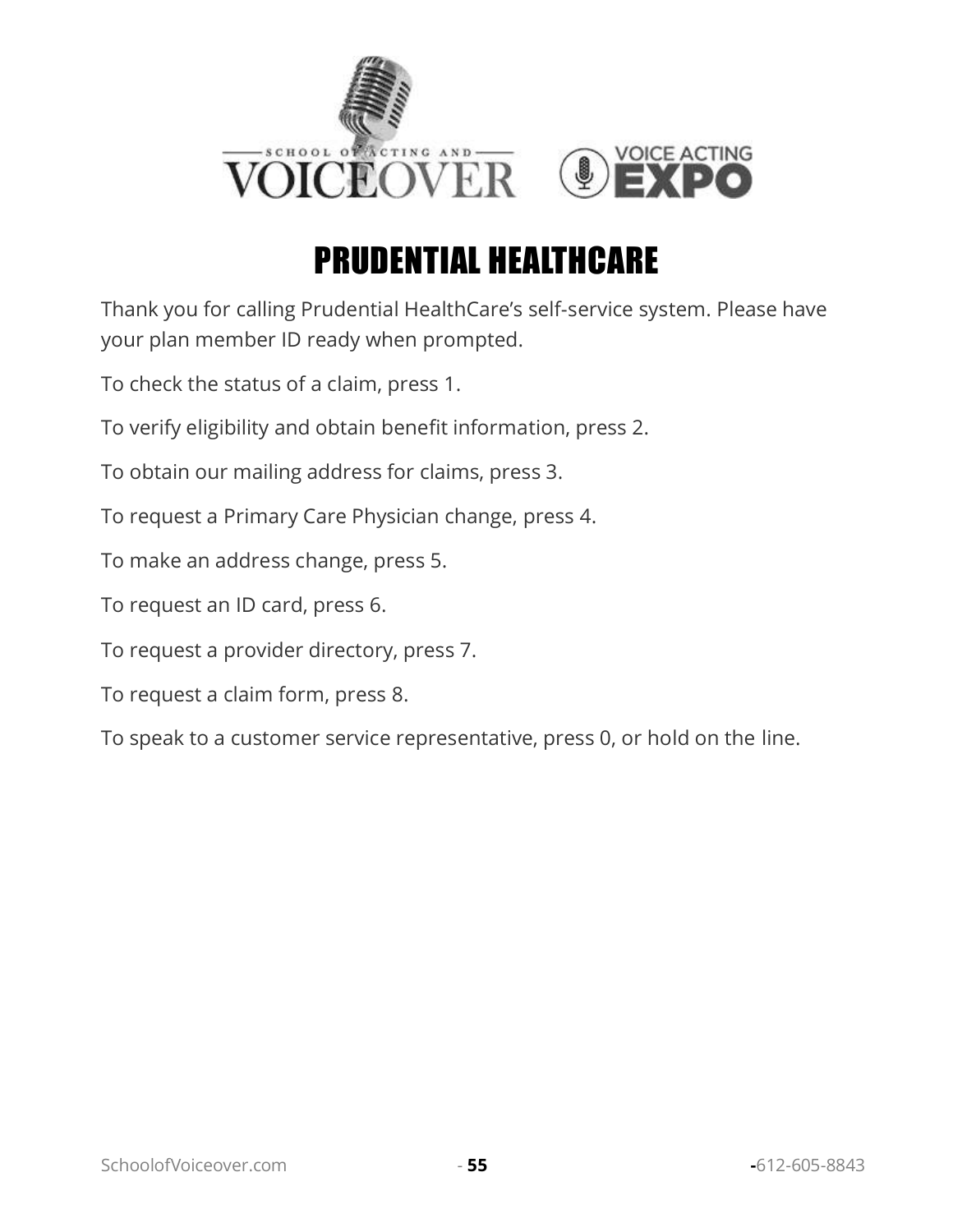# PRUDENTIAL HEALTHCARE

Thank you for calling Prudential HealthCare's self-service system. Please have your plan member ID ready when prompted.

To check the status of a claim, press 1.

To verify eligibility and obtain benefit information, press 2.

To obtain our mailing address for claims, press 3.

To request a Primary Care Physician change, press 4.

To make an address change, press 5.

To request an ID card, press 6.

To request a provider directory, press 7.

To request a claim form, press 8.

To speak to a customer service representative, press 0, or hold on the line.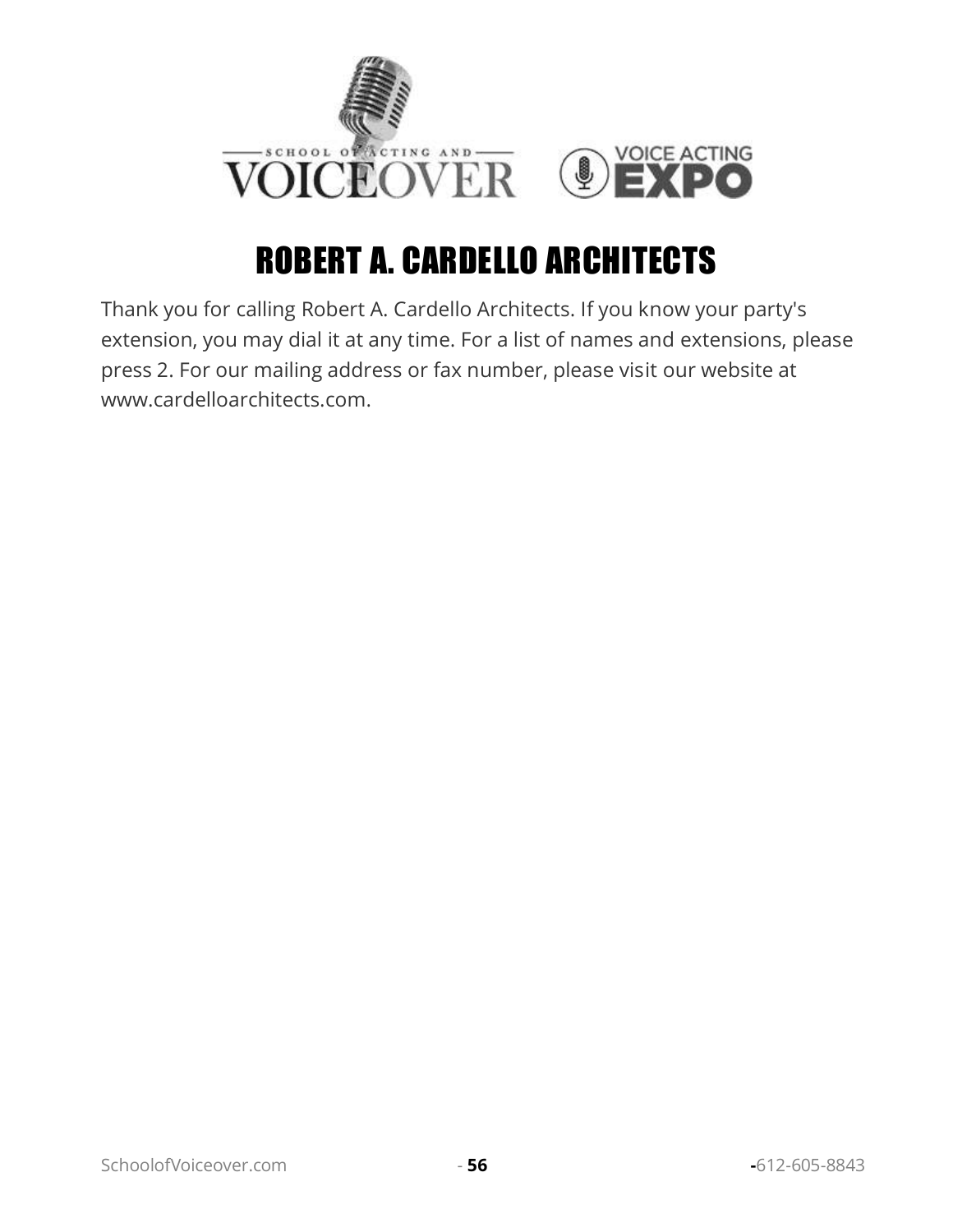# ROBERT A. CARDELLO ARCHITECTS

Thank you for calling Robert A. Cardello Architects. If you know your party's extension, you may dial it at any time. For a list of names and extensions, please press 2. For our mailing address or fax number, please visit our website at www.cardelloarchitects.com.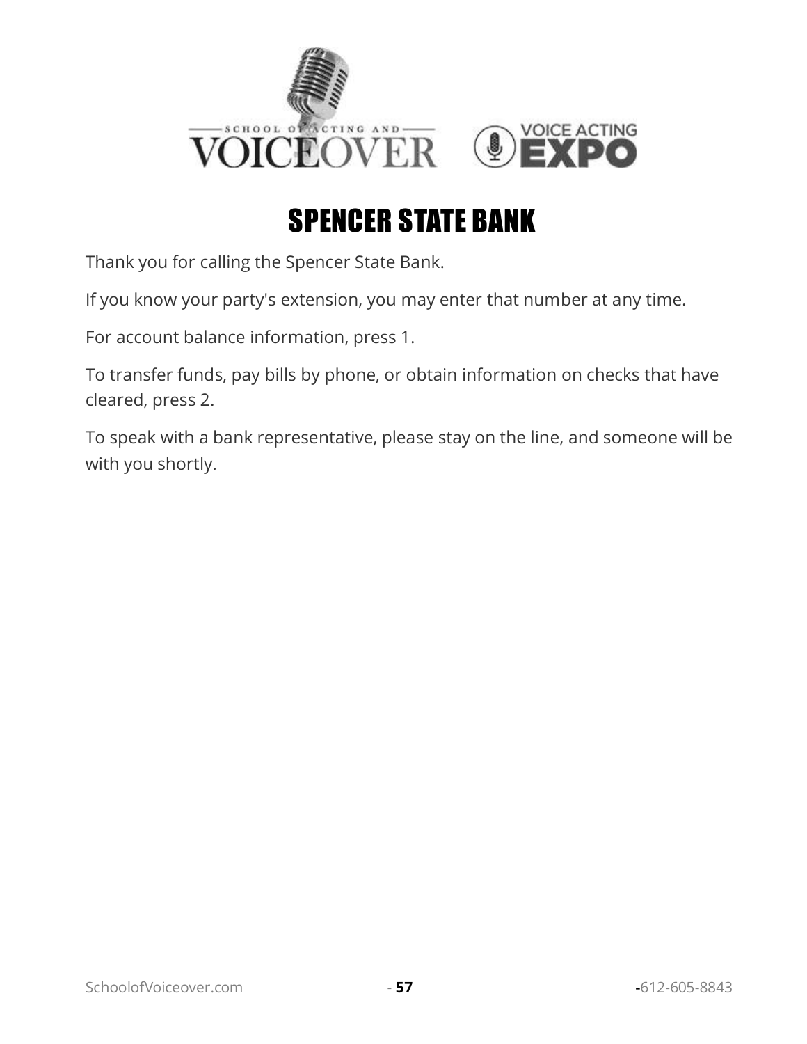# SPENCER STATE BANK

Thank you for calling the Spencer State Bank.

If you know your party's extension, you may enter that number at any time.

For account balance information, press 1.

To transfer funds, pay bills by phone, or obtain information on checks that have cleared, press 2.

To speak with a bank representative, please stay on the line, and someone will be with you shortly.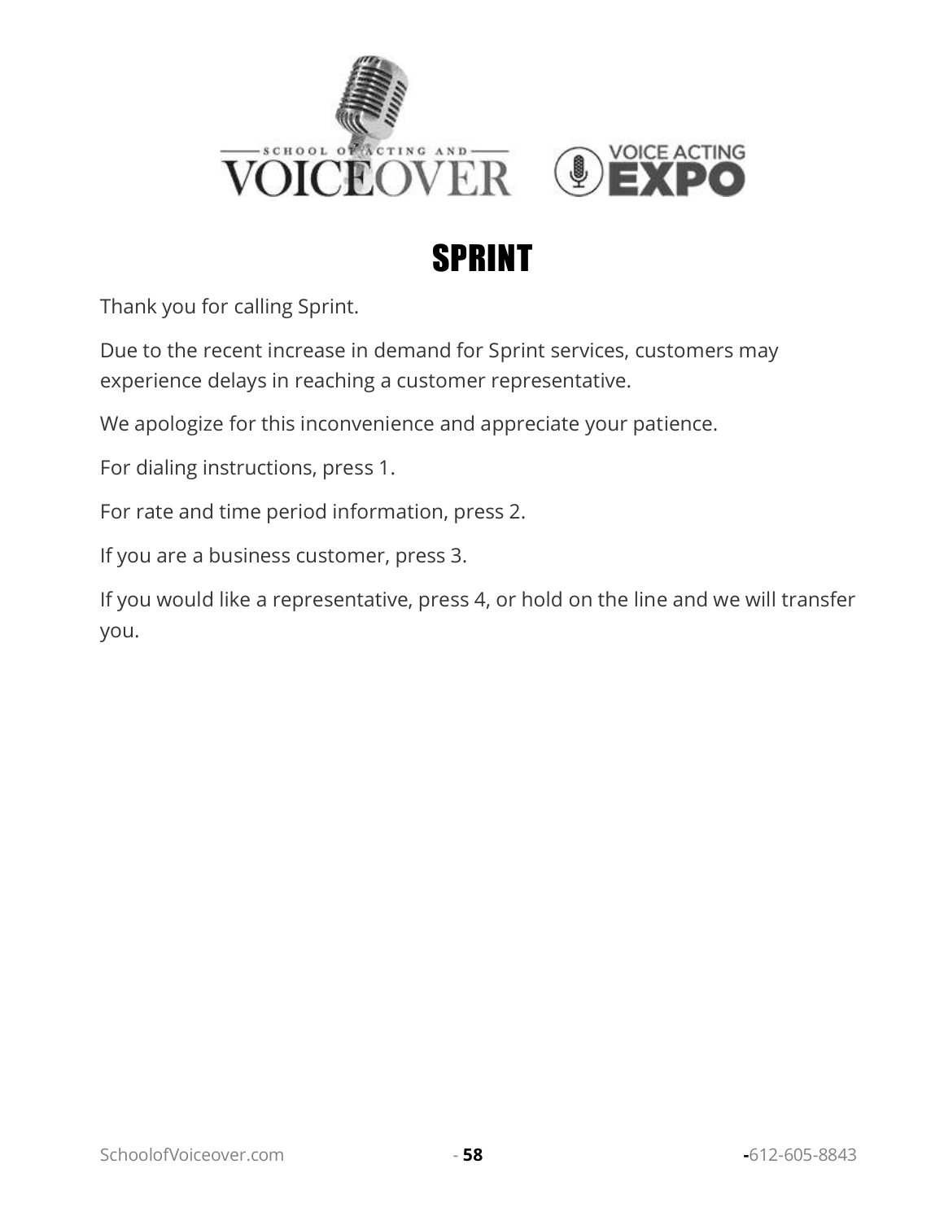# SPRINT

Thank you for calling Sprint.

Due to the recent increase in demand for Sprint services, customers may experience delays in reaching a customer representative.

We apologize for this inconvenience and appreciate your patience.

For dialing instructions, press 1.

For rate and time period information, press 2.

If you are a business customer, press 3.

If you would like a representative, press 4, or hold on the line and we will transfer you.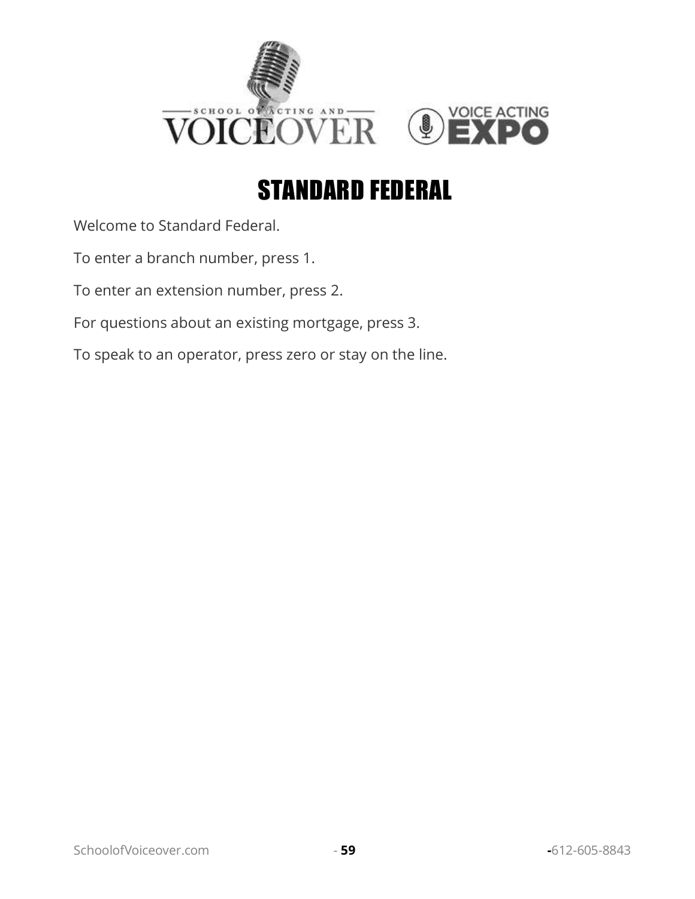# STANDARD FEDERAL

Welcome to Standard Federal.

To enter a branch number, press 1.

To enter an extension number, press 2.

For questions about an existing mortgage, press 3.

To speak to an operator, press zero or stay on the line.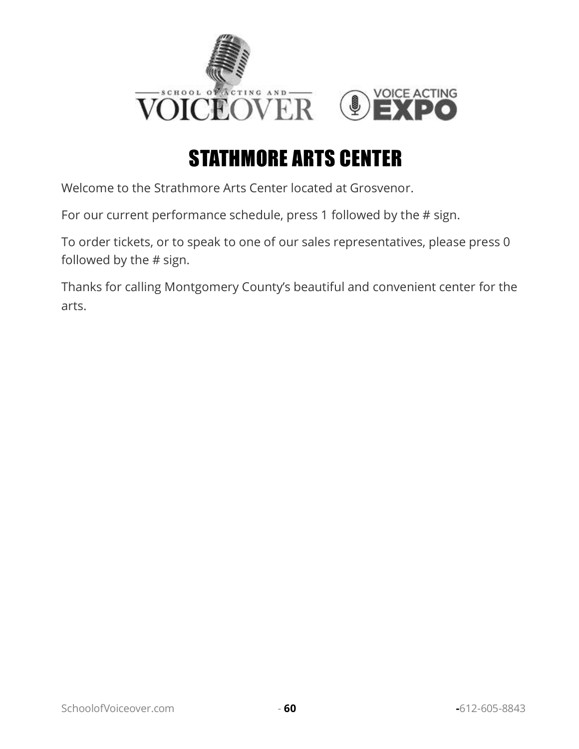# STATHMORE ARTS CENTER

Welcome to the Strathmore Arts Center located at Grosvenor.

For our current performance schedule, press 1 followed by the # sign.

To order tickets, or to speak to one of our sales representatives, please press 0 followed by the # sign.

Thanks for calling Montgomery County's beautiful and convenient center for the arts.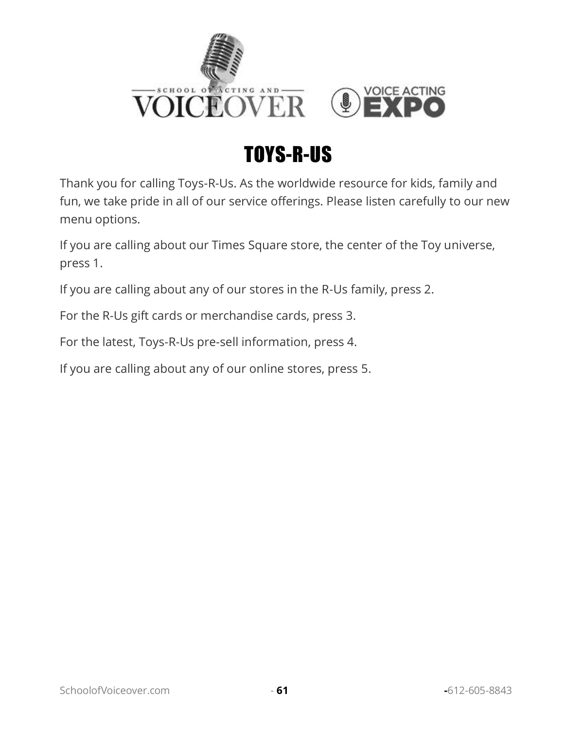# TOYS-R-US

Thank you for calling Toys-R-Us. As the worldwide resource for kids, family and fun, we take pride in all of our service offerings. Please listen carefully to our new menu options.

If you are calling about our Times Square store, the center of the Toy universe, press 1.

If you are calling about any of our stores in the R-Us family, press 2.

For the R-Us gift cards or merchandise cards, press 3.

For the latest, Toys-R-Us pre-sell information, press 4.

If you are calling about any of our online stores, press 5.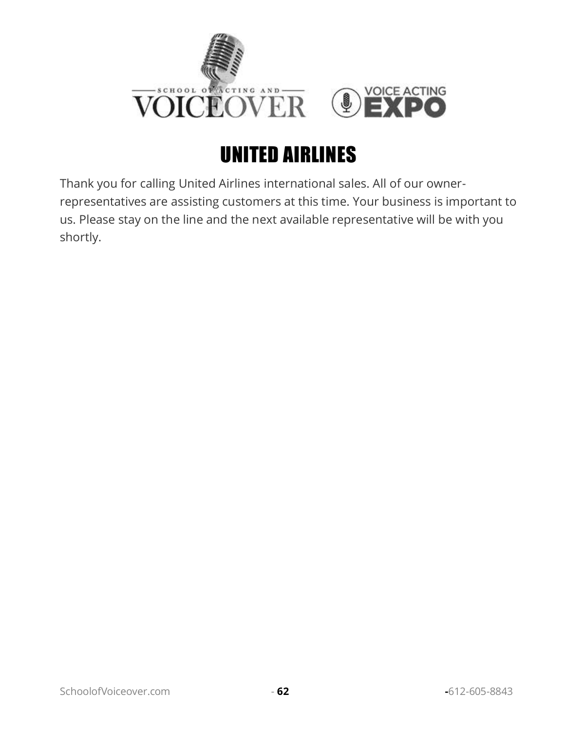# UNITED AIRLINES

Thank you for calling United Airlines international sales. All of our owner-representatives are assisting customers at this time. Your business is important to us. Please stay on the line and the next available representative will be with you shortly.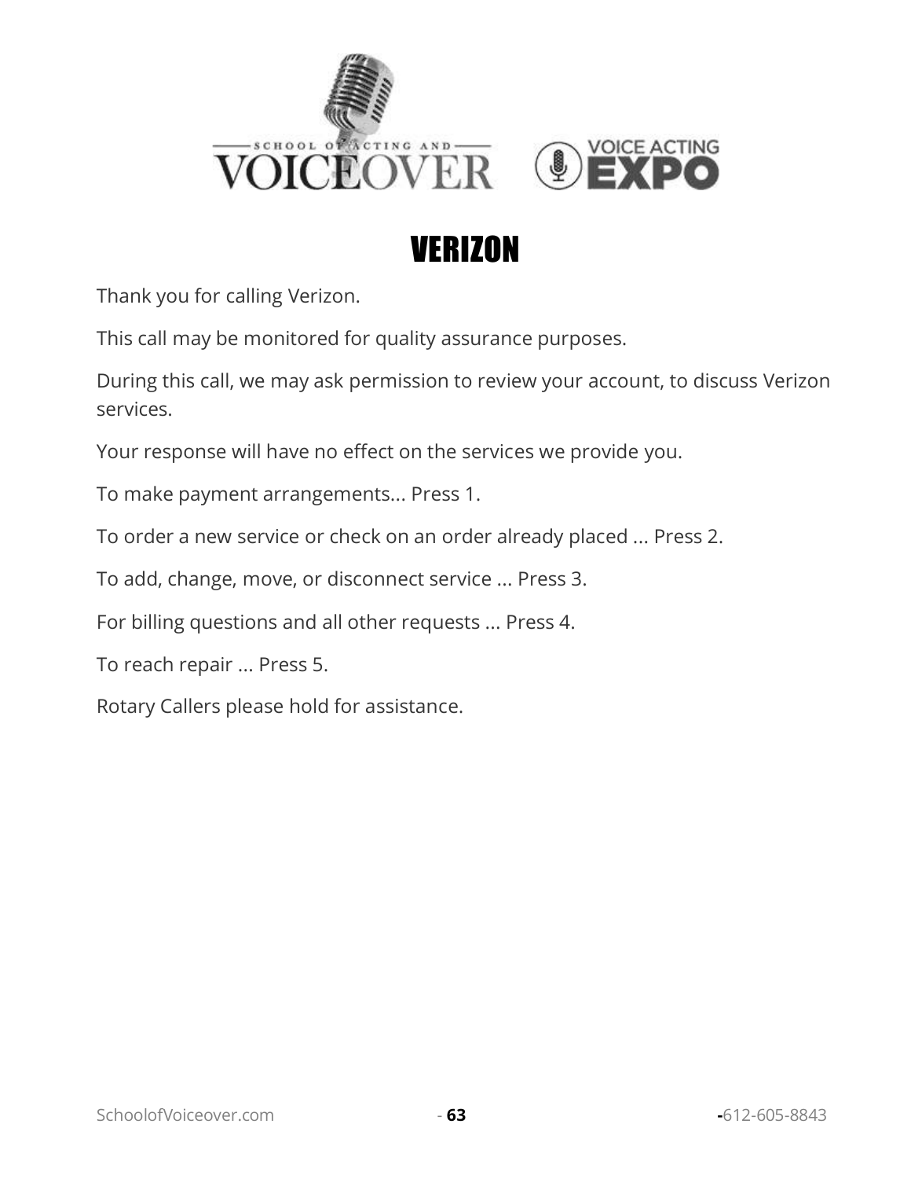# VERIZON

Thank you for calling Verizon.

This call may be monitored for quality assurance purposes.

During this call, we may ask permission to review your account, to discuss Verizon services.

Your response will have no effect on the services we provide you.

To make payment arrangements... Press 1.

To order a new service or check on an order already placed ... Press 2.

To add, change, move, or disconnect service ... Press 3.

For billing questions and all other requests ... Press 4.

To reach repair ... Press 5.

Rotary Callers please hold for assistance.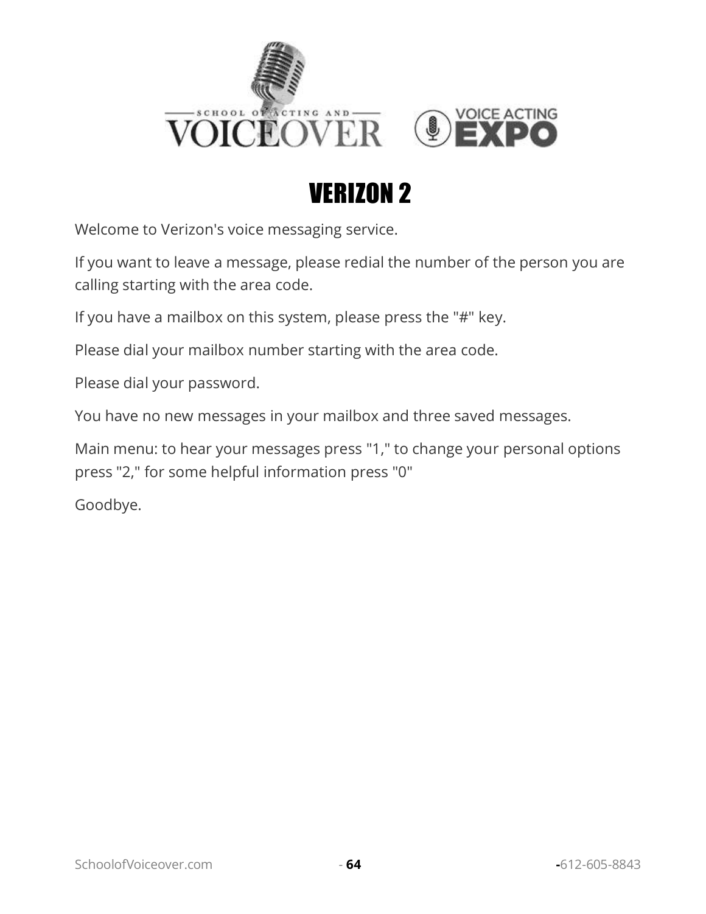# VERIZON 2

Welcome to Verizon's voice messaging service.

If you want to leave a message, please redial the number of the person you are calling starting with the area code.

If you have a mailbox on this system, please press the "#" key.

Please dial your mailbox number starting with the area code.

Please dial your password.

You have no new messages in your mailbox and three saved messages.

Main menu: to hear your messages press "1," to change your personal options press "2," for some helpful information press "0"

Goodbye.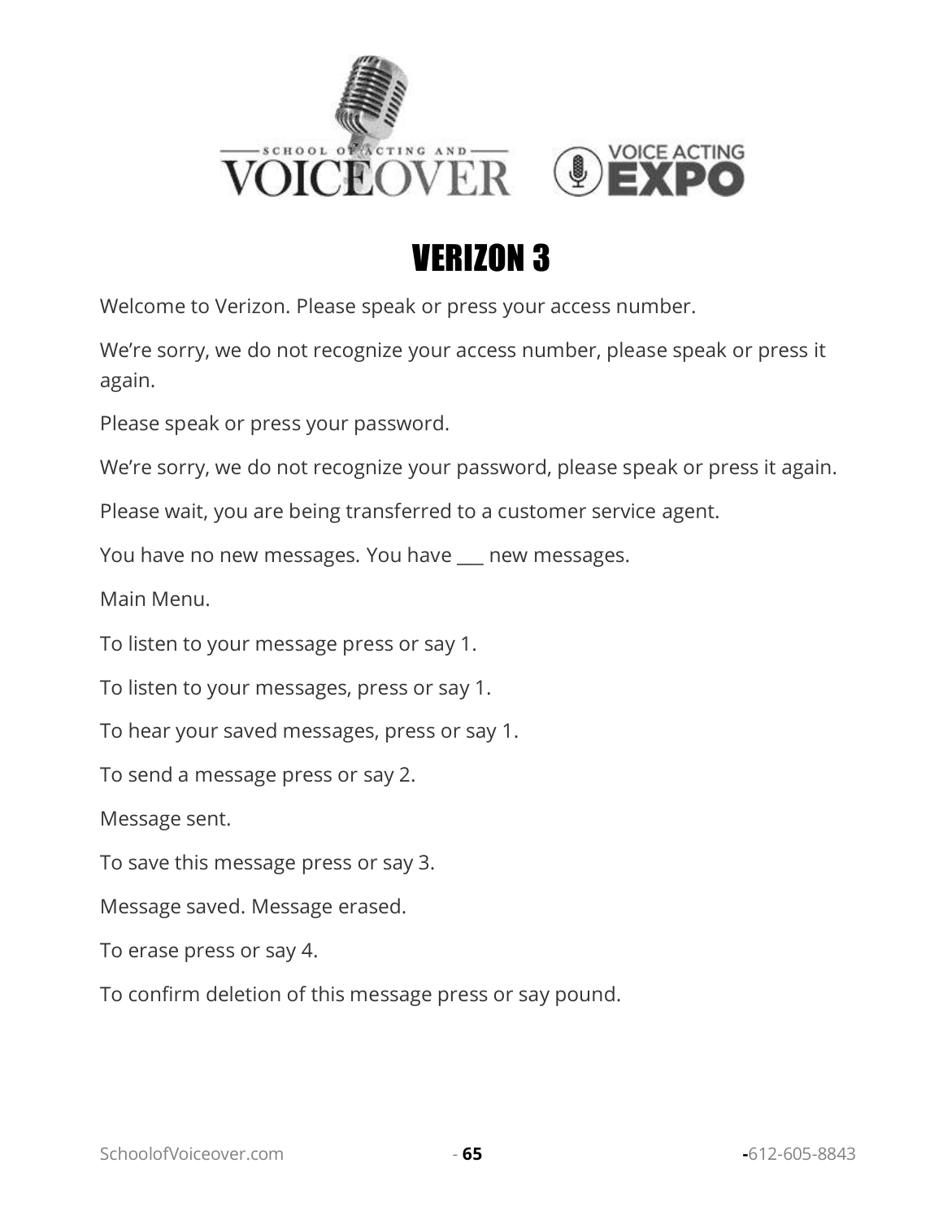# VERIZON 3

Welcome to Verizon. Please speak or press your access number.

We're sorry, we do not recognize your access number, please speak or press it again.

Please speak or press your password.

We're sorry, we do not recognize your password, please speak or press it again.

Please wait, you are being transferred to a customer service agent.

You have no new messages. You have ___ new messages.

Main Menu.

To listen to your message press or say 1.

To listen to your messages, press or say 1.

To hear your saved messages, press or say 1.

To send a message press or say 2.

Message sent.

To save this message press or say 3.

Message saved. Message erased.

To erase press or say 4.

To confirm deletion of this message press or say pound.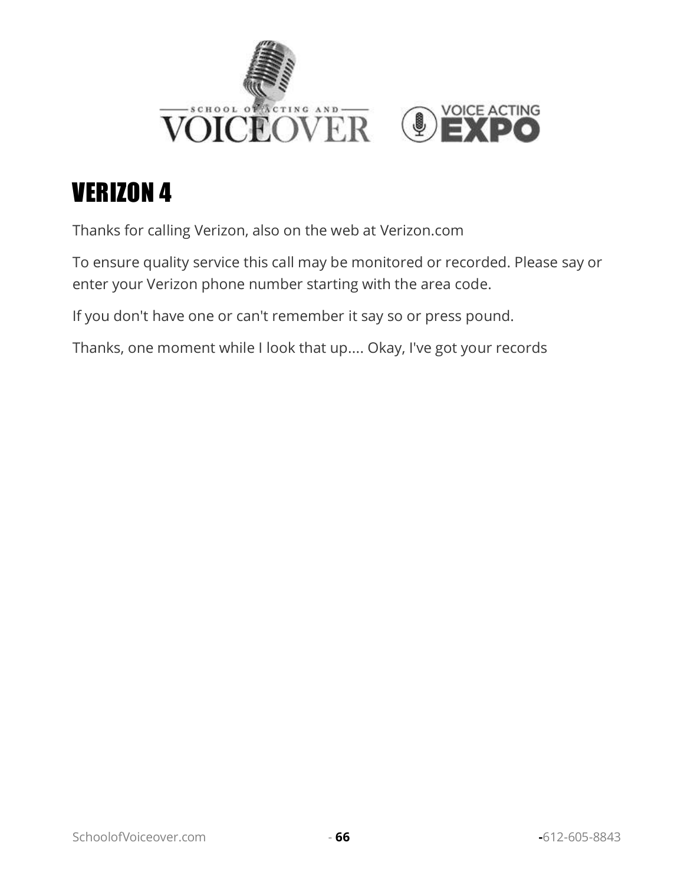# VERIZON 4

Thanks for calling Verizon, also on the web at Verizon.com

To ensure quality service this call may be monitored or recorded. Please say or enter your Verizon phone number starting with the area code.

If you don't have one or can't remember it say so or press pound.

Thanks, one moment while I look that up.... Okay, I've got your records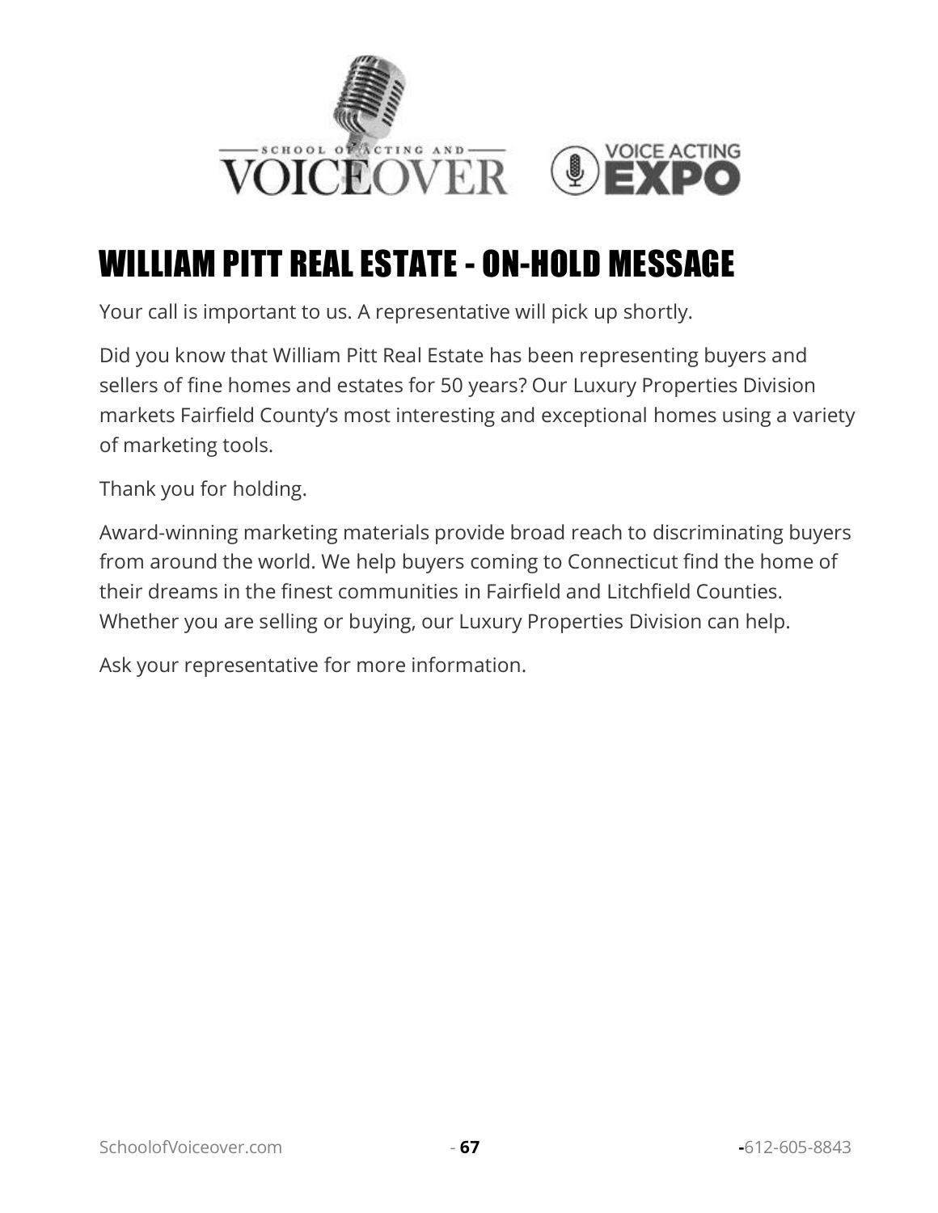## WILLIAM PITT REAL ESTATE - ON-HOLD MESSAGE

Your call is important to us. A representative will pick up shortly.

Did you know that William Pitt Real Estate has been representing buyers and sellers of fine homes and estates for 50 years? Our Luxury Properties Division markets Fairfield County's most interesting and exceptional homes using a variety of marketing tools.

Thank you for holding.

Award-winning marketing materials provide broad reach to discriminating buyers from around the world. We help buyers coming to Connecticut find the home of their dreams in the finest communities in Fairfield and Litchfield Counties. Whether you are selling or buying, our Luxury Properties Division can help.

Ask your representative for more information.